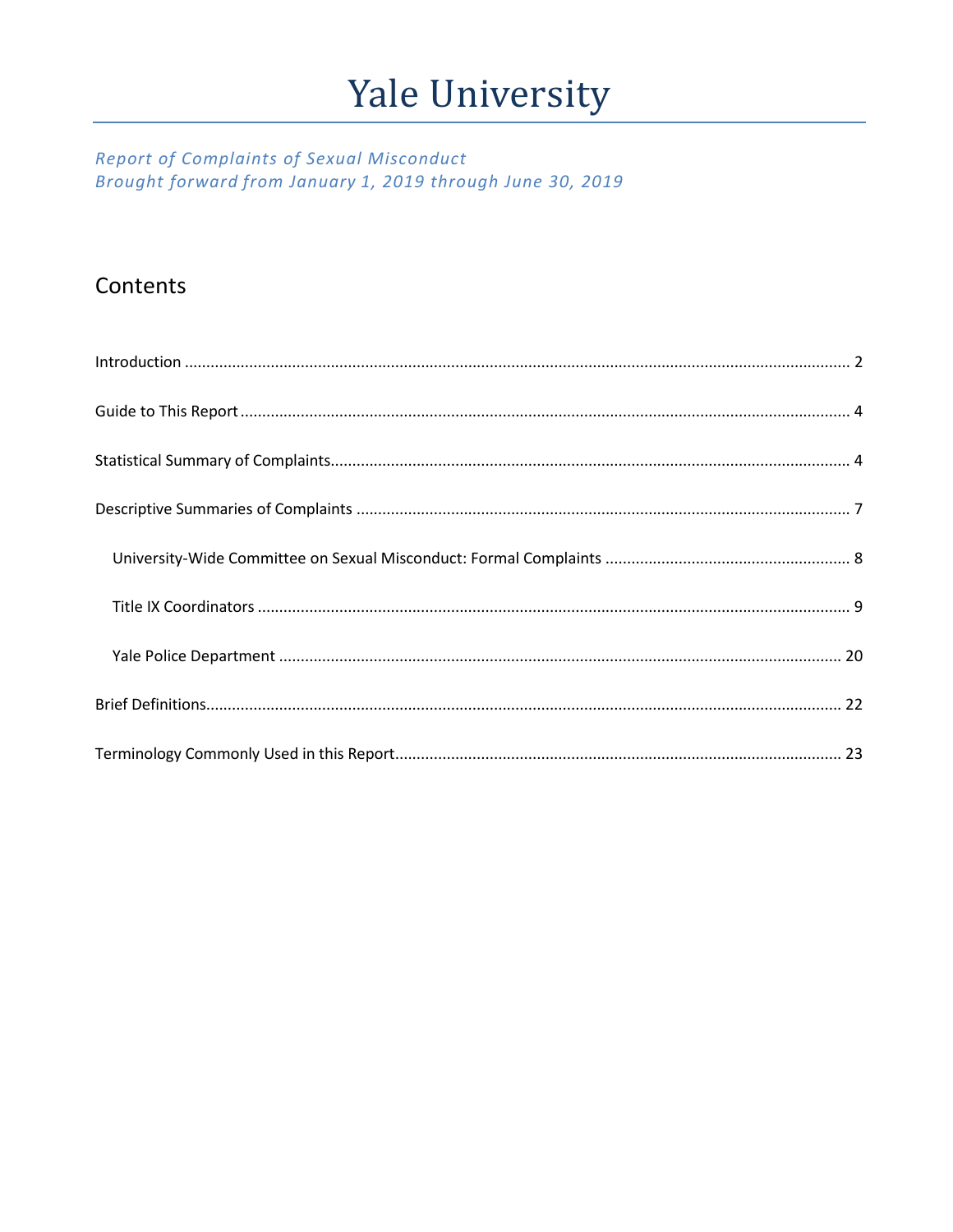# Yale University

*Report of Complaints of Sexual Misconduct*
*Brought forward from January 1, 2019 through June 30, 2019*

## Contents

Introduction ..... 2

Guide to This Report ..... 4

Statistical Summary of Complaints ..... 4

Descriptive Summaries of Complaints ..... 7

- University-Wide Committee on Sexual Misconduct: Formal Complaints ..... 8
- Title IX Coordinators ..... 9
- Yale Police Department ..... 20

Brief Definitions ..... 22

Terminology Commonly Used in this Report ..... 23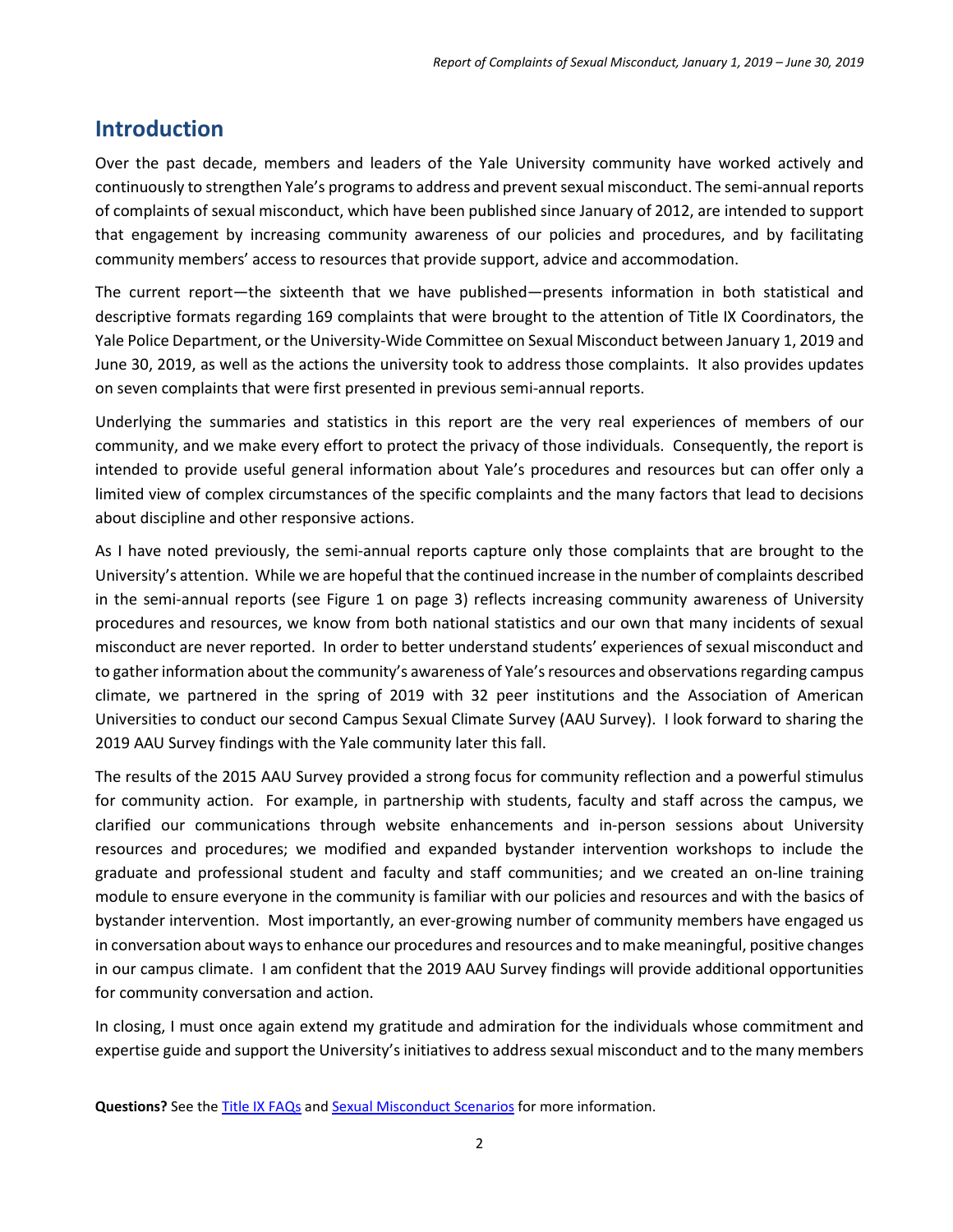# Introduction

Over the past decade, members and leaders of the Yale University community have worked actively and continuously to strengthen Yale's programs to address and prevent sexual misconduct. The semi-annual reports of complaints of sexual misconduct, which have been published since January of 2012, are intended to support that engagement by increasing community awareness of our policies and procedures, and by facilitating community members' access to resources that provide support, advice and accommodation.

The current report—the sixteenth that we have published—presents information in both statistical and descriptive formats regarding 169 complaints that were brought to the attention of Title IX Coordinators, the Yale Police Department, or the University-Wide Committee on Sexual Misconduct between January 1, 2019 and June 30, 2019, as well as the actions the university took to address those complaints. It also provides updates on seven complaints that were first presented in previous semi-annual reports.

Underlying the summaries and statistics in this report are the very real experiences of members of our community, and we make every effort to protect the privacy of those individuals. Consequently, the report is intended to provide useful general information about Yale's procedures and resources but can offer only a limited view of complex circumstances of the specific complaints and the many factors that lead to decisions about discipline and other responsive actions.

As I have noted previously, the semi-annual reports capture only those complaints that are brought to the University's attention. While we are hopeful that the continued increase in the number of complaints described in the semi-annual reports (see Figure 1 on page 3) reflects increasing community awareness of University procedures and resources, we know from both national statistics and our own that many incidents of sexual misconduct are never reported. In order to better understand students' experiences of sexual misconduct and to gather information about the community's awareness of Yale's resources and observations regarding campus climate, we partnered in the spring of 2019 with 32 peer institutions and the Association of American Universities to conduct our second Campus Sexual Climate Survey (AAU Survey). I look forward to sharing the 2019 AAU Survey findings with the Yale community later this fall.

The results of the 2015 AAU Survey provided a strong focus for community reflection and a powerful stimulus for community action. For example, in partnership with students, faculty and staff across the campus, we clarified our communications through website enhancements and in-person sessions about University resources and procedures; we modified and expanded bystander intervention workshops to include the graduate and professional student and faculty and staff communities; and we created an on-line training module to ensure everyone in the community is familiar with our policies and resources and with the basics of bystander intervention. Most importantly, an ever-growing number of community members have engaged us in conversation about ways to enhance our procedures and resources and to make meaningful, positive changes in our campus climate. I am confident that the 2019 AAU Survey findings will provide additional opportunities for community conversation and action.

In closing, I must once again extend my gratitude and admiration for the individuals whose commitment and expertise guide and support the University's initiatives to address sexual misconduct and to the many members

**Questions?** See the Title IX FAQs and Sexual Misconduct Scenarios for more information.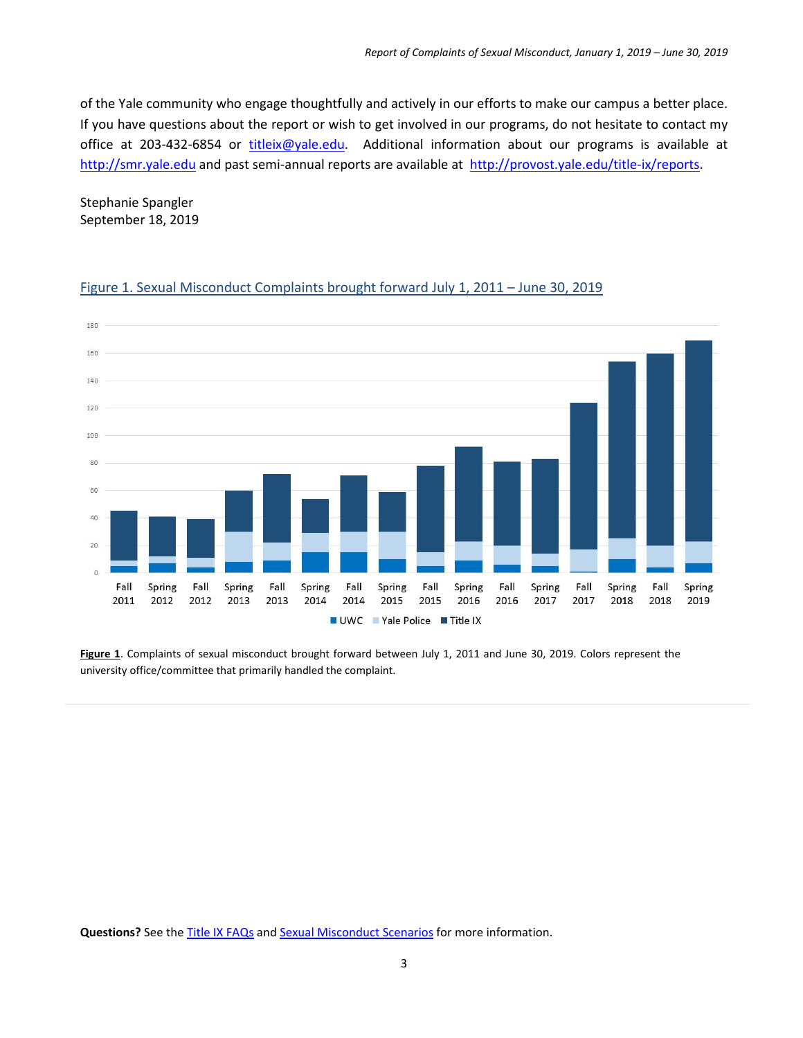of the Yale community who engage thoughtfully and actively in our efforts to make our campus a better place. If you have questions about the report or wish to get involved in our programs, do not hesitate to contact my office at 203-432-6854 or titleix@yale.edu. Additional information about our programs is available at http://smr.yale.edu and past semi-annual reports are available at http://provost.yale.edu/title-ix/reports.

Stephanie Spangler
September 18, 2019

## Figure 1. Sexual Misconduct Complaints brought forward July 1, 2011 – June 30, 2019

**Figure 1**. Complaints of sexual misconduct brought forward between July 1, 2011 and June 30, 2019. Colors represent the university office/committee that primarily handled the complaint.

**Questions?** See the Title IX FAQs and Sexual Misconduct Scenarios for more information.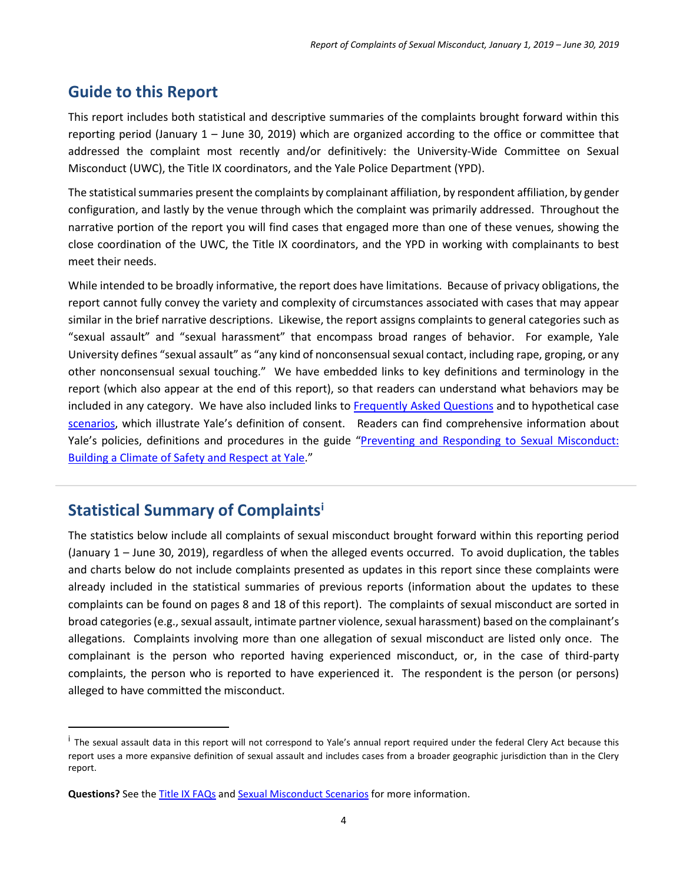## Guide to this Report

This report includes both statistical and descriptive summaries of the complaints brought forward within this reporting period (January 1 – June 30, 2019) which are organized according to the office or committee that addressed the complaint most recently and/or definitively: the University-Wide Committee on Sexual Misconduct (UWC), the Title IX coordinators, and the Yale Police Department (YPD).

The statistical summaries present the complaints by complainant affiliation, by respondent affiliation, by gender configuration, and lastly by the venue through which the complaint was primarily addressed. Throughout the narrative portion of the report you will find cases that engaged more than one of these venues, showing the close coordination of the UWC, the Title IX coordinators, and the YPD in working with complainants to best meet their needs.

While intended to be broadly informative, the report does have limitations. Because of privacy obligations, the report cannot fully convey the variety and complexity of circumstances associated with cases that may appear similar in the brief narrative descriptions. Likewise, the report assigns complaints to general categories such as "sexual assault" and "sexual harassment" that encompass broad ranges of behavior. For example, Yale University defines "sexual assault" as "any kind of nonconsensual sexual contact, including rape, groping, or any other nonconsensual sexual touching." We have embedded links to key definitions and terminology in the report (which also appear at the end of this report), so that readers can understand what behaviors may be included in any category. We have also included links to Frequently Asked Questions and to hypothetical case scenarios, which illustrate Yale's definition of consent. Readers can find comprehensive information about Yale's policies, definitions and procedures in the guide "Preventing and Responding to Sexual Misconduct: Building a Climate of Safety and Respect at Yale."

## Statistical Summary of Complaints[i]

The statistics below include all complaints of sexual misconduct brought forward within this reporting period (January 1 – June 30, 2019), regardless of when the alleged events occurred. To avoid duplication, the tables and charts below do not include complaints presented as updates in this report since these complaints were already included in the statistical summaries of previous reports (information about the updates to these complaints can be found on pages 8 and 18 of this report). The complaints of sexual misconduct are sorted in broad categories (e.g., sexual assault, intimate partner violence, sexual harassment) based on the complainant's allegations. Complaints involving more than one allegation of sexual misconduct are listed only once. The complainant is the person who reported having experienced misconduct, or, in the case of third-party complaints, the person who is reported to have experienced it. The respondent is the person (or persons) alleged to have committed the misconduct.

---

[i] The sexual assault data in this report will not correspond to Yale's annual report required under the federal Clery Act because this report uses a more expansive definition of sexual assault and includes cases from a broader geographic jurisdiction than in the Clery report.

**Questions?** See the Title IX FAQs and Sexual Misconduct Scenarios for more information.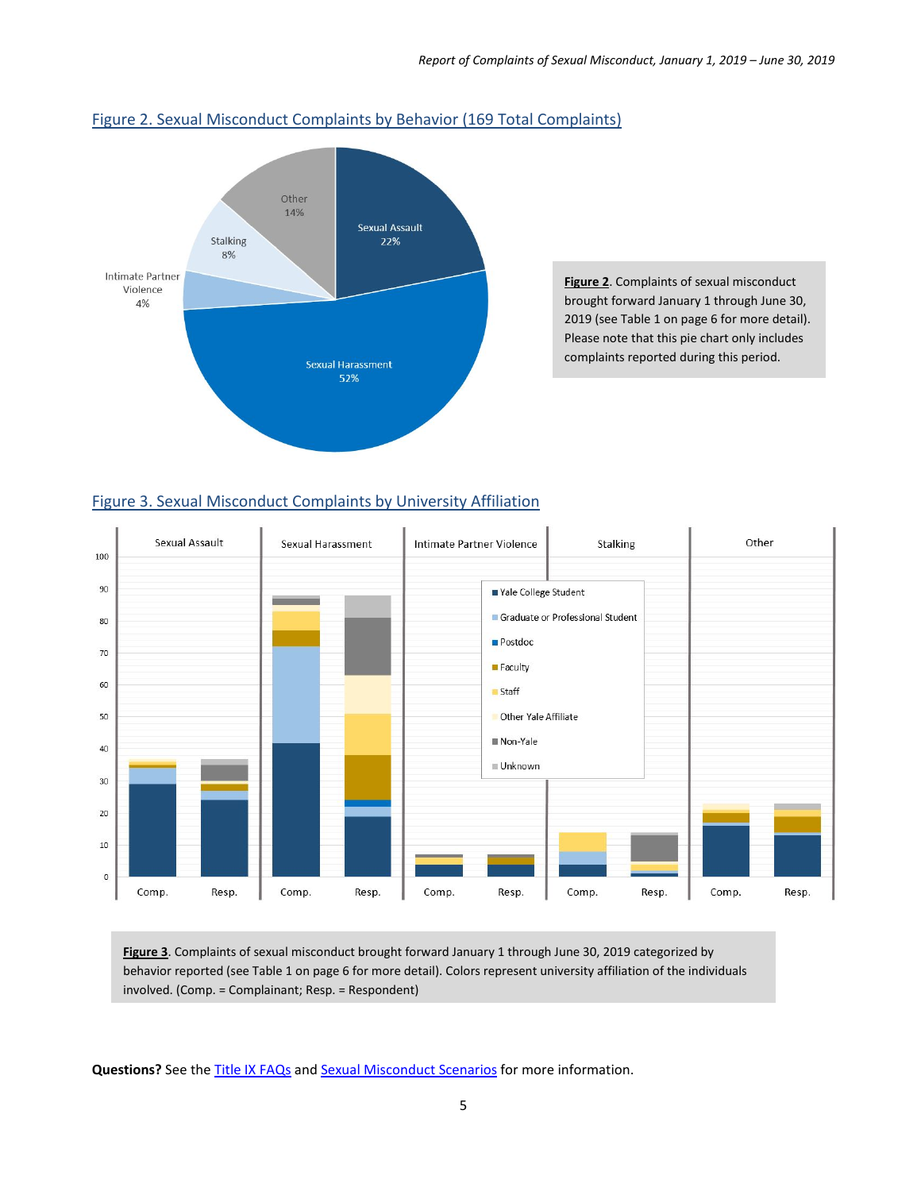## Figure 2. Sexual Misconduct Complaints by Behavior (169 Total Complaints)

Sexual Assault 22%
Sexual Harassment 52%
Intimate Partner Violence 4%
Stalking 8%
Other 14%

**Figure 2**. Complaints of sexual misconduct brought forward January 1 through June 30, 2019 (see Table 1 on page 6 for more detail). Please note that this pie chart only includes complaints reported during this period.

## Figure 3. Sexual Misconduct Complaints by University Affiliation

Sexual Assault | Sexual Harassment | Intimate Partner Violence | Stalking | Other

Comp. | Resp.

Yale College Student
Graduate or Professional Student
Postdoc
Faculty
Staff
Other Yale Affiliate
Non-Yale
Unknown

**Figure 3**. Complaints of sexual misconduct brought forward January 1 through June 30, 2019 categorized by behavior reported (see Table 1 on page 6 for more detail). Colors represent university affiliation of the individuals involved. (Comp. = Complainant; Resp. = Respondent)

**Questions?** See the Title IX FAQs and Sexual Misconduct Scenarios for more information.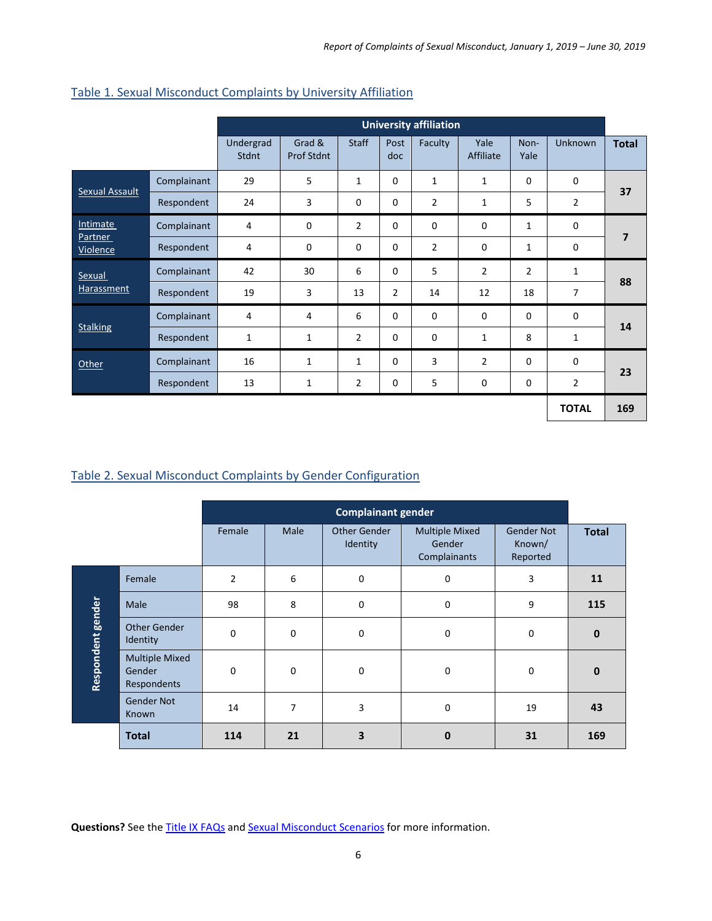## Table 1. Sexual Misconduct Complaints by University Affiliation

| | | University affiliation | | | | | | | | |
|---|---|---|---|---|---|---|---|---|---|---|
| | | Undergrad Stdnt | Grad & Prof Stdnt | Staff | Post doc | Faculty | Yale Affiliate | Non-Yale | Unknown | Total |
| Sexual Assault | Complainant | 29 | 5 | 1 | 0 | 1 | 1 | 0 | 0 | 37 |
| | Respondent | 24 | 3 | 0 | 0 | 2 | 1 | 5 | 2 | |
| Intimate Partner Violence | Complainant | 4 | 0 | 2 | 0 | 0 | 0 | 1 | 0 | 7 |
| | Respondent | 4 | 0 | 0 | 0 | 2 | 0 | 1 | 0 | |
| Sexual Harassment | Complainant | 42 | 30 | 6 | 0 | 5 | 2 | 2 | 1 | 88 |
| | Respondent | 19 | 3 | 13 | 2 | 14 | 12 | 18 | 7 | |
| Stalking | Complainant | 4 | 4 | 6 | 0 | 0 | 0 | 0 | 0 | 14 |
| | Respondent | 1 | 1 | 2 | 0 | 0 | 1 | 8 | 1 | |
| Other | Complainant | 16 | 1 | 1 | 0 | 3 | 2 | 0 | 0 | 23 |
| | Respondent | 13 | 1 | 2 | 0 | 5 | 0 | 0 | 2 | |
| | | | | | | | | | TOTAL | 169 |

## Table 2. Sexual Misconduct Complaints by Gender Configuration

| | | Complainant gender | | | | | |
|---|---|---|---|---|---|---|---|
| | | Female | Male | Other Gender Identity | Multiple Mixed Gender Complainants | Gender Not Known/ Reported | Total |
| Respondent gender | Female | 2 | 6 | 0 | 0 | 3 | 11 |
| | Male | 98 | 8 | 0 | 0 | 9 | 115 |
| | Other Gender Identity | 0 | 0 | 0 | 0 | 0 | 0 |
| | Multiple Mixed Gender Respondents | 0 | 0 | 0 | 0 | 0 | 0 |
| | Gender Not Known | 14 | 7 | 3 | 0 | 19 | 43 |
| | Total | 114 | 21 | 3 | 0 | 31 | 169 |

**Questions?** See the Title IX FAQs and Sexual Misconduct Scenarios for more information.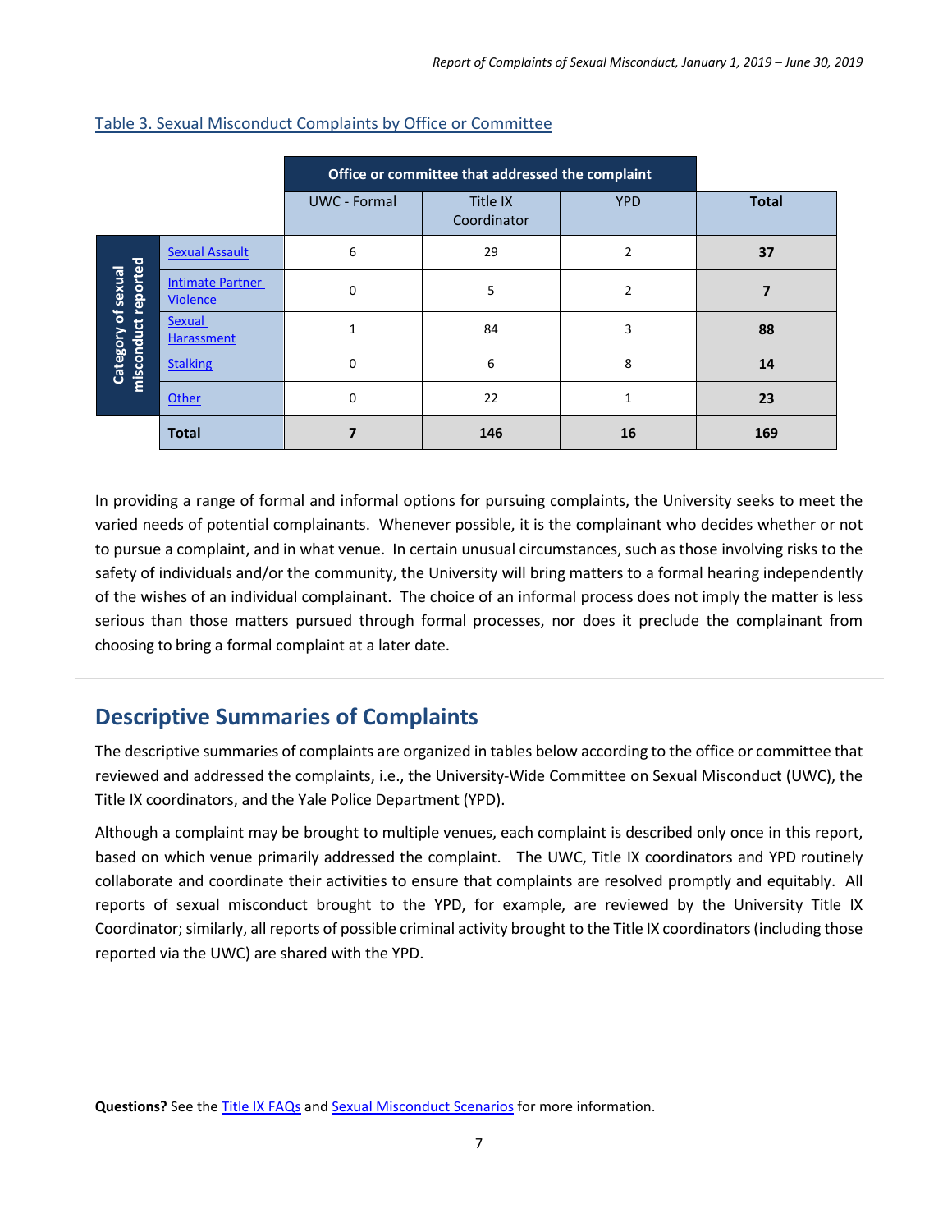Table 3. Sexual Misconduct Complaints by Office or Committee

| Category of sexual misconduct reported | Office or committee that addressed the complaint | | | Total |
|---|---|---|---|---|
| | UWC - Formal | Title IX Coordinator | YPD | |
| Sexual Assault | 6 | 29 | 2 | **37** |
| Intimate Partner Violence | 0 | 5 | 2 | **7** |
| Sexual Harassment | 1 | 84 | 3 | **88** |
| Stalking | 0 | 6 | 8 | **14** |
| Other | 0 | 22 | 1 | **23** |
| **Total** | **7** | **146** | **16** | **169** |

In providing a range of formal and informal options for pursuing complaints, the University seeks to meet the varied needs of potential complainants. Whenever possible, it is the complainant who decides whether or not to pursue a complaint, and in what venue. In certain unusual circumstances, such as those involving risks to the safety of individuals and/or the community, the University will bring matters to a formal hearing independently of the wishes of an individual complainant. The choice of an informal process does not imply the matter is less serious than those matters pursued through formal processes, nor does it preclude the complainant from choosing to bring a formal complaint at a later date.

## Descriptive Summaries of Complaints

The descriptive summaries of complaints are organized in tables below according to the office or committee that reviewed and addressed the complaints, i.e., the University-Wide Committee on Sexual Misconduct (UWC), the Title IX coordinators, and the Yale Police Department (YPD).

Although a complaint may be brought to multiple venues, each complaint is described only once in this report, based on which venue primarily addressed the complaint. The UWC, Title IX coordinators and YPD routinely collaborate and coordinate their activities to ensure that complaints are resolved promptly and equitably. All reports of sexual misconduct brought to the YPD, for example, are reviewed by the University Title IX Coordinator; similarly, all reports of possible criminal activity brought to the Title IX coordinators (including those reported via the UWC) are shared with the YPD.

**Questions?** See the Title IX FAQs and Sexual Misconduct Scenarios for more information.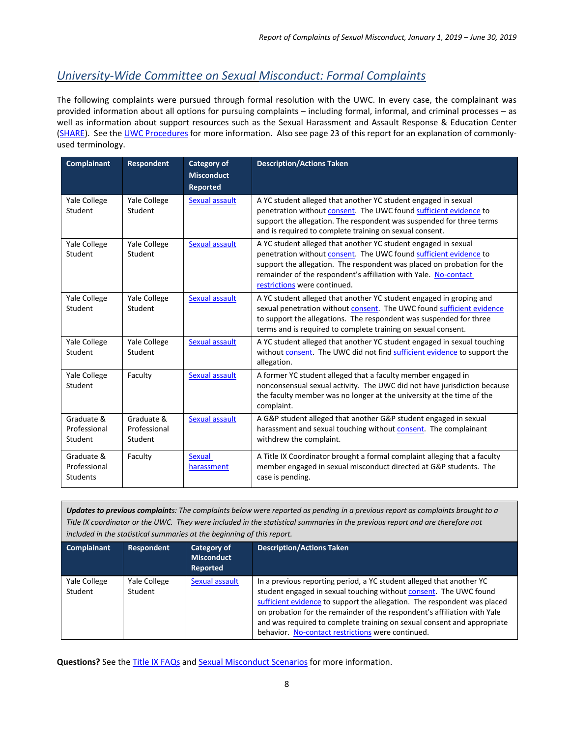## University-Wide Committee on Sexual Misconduct: Formal Complaints

The following complaints were pursued through formal resolution with the UWC. In every case, the complainant was provided information about all options for pursuing complaints – including formal, informal, and criminal processes – as well as information about support resources such as the Sexual Harassment and Assault Response & Education Center (SHARE). See the UWC Procedures for more information. Also see page 23 of this report for an explanation of commonly-used terminology.

| Complainant | Respondent | Category of Misconduct Reported | Description/Actions Taken |
|---|---|---|---|
| Yale College Student | Yale College Student | Sexual assault | A YC student alleged that another YC student engaged in sexual penetration without consent. The UWC found sufficient evidence to support the allegation. The respondent was suspended for three terms and is required to complete training on sexual consent. |
| Yale College Student | Yale College Student | Sexual assault | A YC student alleged that another YC student engaged in sexual penetration without consent. The UWC found sufficient evidence to support the allegation. The respondent was placed on probation for the remainder of the respondent's affiliation with Yale. No-contact restrictions were continued. |
| Yale College Student | Yale College Student | Sexual assault | A YC student alleged that another YC student engaged in groping and sexual penetration without consent. The UWC found sufficient evidence to support the allegations. The respondent was suspended for three terms and is required to complete training on sexual consent. |
| Yale College Student | Yale College Student | Sexual assault | A YC student alleged that another YC student engaged in sexual touching without consent. The UWC did not find sufficient evidence to support the allegation. |
| Yale College Student | Faculty | Sexual assault | A former YC student alleged that a faculty member engaged in nonconsensual sexual activity. The UWC did not have jurisdiction because the faculty member was no longer at the university at the time of the complaint. |
| Graduate & Professional Student | Graduate & Professional Student | Sexual assault | A G&P student alleged that another G&P student engaged in sexual harassment and sexual touching without consent. The complainant withdrew the complaint. |
| Graduate & Professional Students | Faculty | Sexual harassment | A Title IX Coordinator brought a formal complaint alleging that a faculty member engaged in sexual misconduct directed at G&P students. The case is pending. |

***Updates to previous complaints****: The complaints below were reported as pending in a previous report as complaints brought to a Title IX coordinator or the UWC. They were included in the statistical summaries in the previous report and are therefore not included in the statistical summaries at the beginning of this report.*

| Complainant | Respondent | Category of Misconduct Reported | Description/Actions Taken |
|---|---|---|---|
| Yale College Student | Yale College Student | Sexual assault | In a previous reporting period, a YC student alleged that another YC student engaged in sexual touching without consent. The UWC found sufficient evidence to support the allegation. The respondent was placed on probation for the remainder of the respondent's affiliation with Yale and was required to complete training on sexual consent and appropriate behavior. No-contact restrictions were continued. |

**Questions?** See the Title IX FAQs and Sexual Misconduct Scenarios for more information.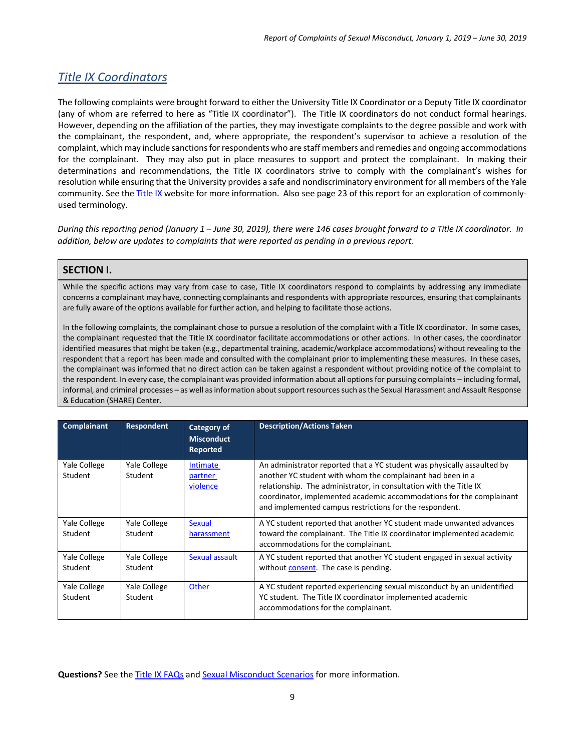## *Title IX Coordinators*

The following complaints were brought forward to either the University Title IX Coordinator or a Deputy Title IX coordinator (any of whom are referred to here as "Title IX coordinator"). The Title IX coordinators do not conduct formal hearings. However, depending on the affiliation of the parties, they may investigate complaints to the degree possible and work with the complainant, the respondent, and, where appropriate, the respondent's supervisor to achieve a resolution of the complaint, which may include sanctions for respondents who are staff members and remedies and ongoing accommodations for the complainant. They may also put in place measures to support and protect the complainant. In making their determinations and recommendations, the Title IX coordinators strive to comply with the complainant's wishes for resolution while ensuring that the University provides a safe and nondiscriminatory environment for all members of the Yale community. See the Title IX website for more information. Also see page 23 of this report for an exploration of commonly-used terminology.

*During this reporting period (January 1 – June 30, 2019), there were 146 cases brought forward to a Title IX coordinator. In addition, below are updates to complaints that were reported as pending in a previous report.*

### SECTION I.

While the specific actions may vary from case to case, Title IX coordinators respond to complaints by addressing any immediate concerns a complainant may have, connecting complainants and respondents with appropriate resources, ensuring that complainants are fully aware of the options available for further action, and helping to facilitate those actions.

In the following complaints, the complainant chose to pursue a resolution of the complaint with a Title IX coordinator. In some cases, the complainant requested that the Title IX coordinator facilitate accommodations or other actions. In other cases, the coordinator identified measures that might be taken (e.g., departmental training, academic/workplace accommodations) without revealing to the respondent that a report has been made and consulted with the complainant prior to implementing these measures. In these cases, the complainant was informed that no direct action can be taken against a respondent without providing notice of the complaint to the respondent. In every case, the complainant was provided information about all options for pursuing complaints – including formal, informal, and criminal processes – as well as information about support resources such as the Sexual Harassment and Assault Response & Education (SHARE) Center.

| Complainant | Respondent | Category of Misconduct Reported | Description/Actions Taken |
|---|---|---|---|
| Yale College Student | Yale College Student | Intimate partner violence | An administrator reported that a YC student was physically assaulted by another YC student with whom the complainant had been in a relationship. The administrator, in consultation with the Title IX coordinator, implemented academic accommodations for the complainant and implemented campus restrictions for the respondent. |
| Yale College Student | Yale College Student | Sexual harassment | A YC student reported that another YC student made unwanted advances toward the complainant. The Title IX coordinator implemented academic accommodations for the complainant. |
| Yale College Student | Yale College Student | Sexual assault | A YC student reported that another YC student engaged in sexual activity without consent. The case is pending. |
| Yale College Student | Yale College Student | Other | A YC student reported experiencing sexual misconduct by an unidentified YC student. The Title IX coordinator implemented academic accommodations for the complainant. |

**Questions?** See the Title IX FAQs and Sexual Misconduct Scenarios for more information.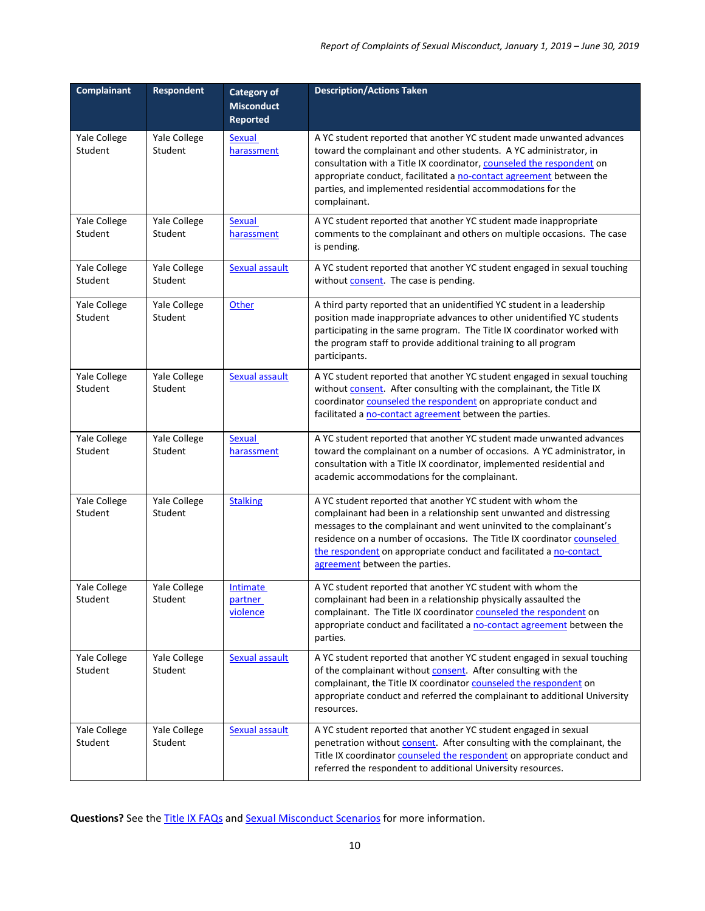| Complainant | Respondent | Category of Misconduct Reported | Description/Actions Taken |
|---|---|---|---|
| Yale College Student | Yale College Student | Sexual harassment | A YC student reported that another YC student made unwanted advances toward the complainant and other students. A YC administrator, in consultation with a Title IX coordinator, counseled the respondent on appropriate conduct, facilitated a no-contact agreement between the parties, and implemented residential accommodations for the complainant. |
| Yale College Student | Yale College Student | Sexual harassment | A YC student reported that another YC student made inappropriate comments to the complainant and others on multiple occasions. The case is pending. |
| Yale College Student | Yale College Student | Sexual assault | A YC student reported that another YC student engaged in sexual touching without consent. The case is pending. |
| Yale College Student | Yale College Student | Other | A third party reported that an unidentified YC student in a leadership position made inappropriate advances to other unidentified YC students participating in the same program. The Title IX coordinator worked with the program staff to provide additional training to all program participants. |
| Yale College Student | Yale College Student | Sexual assault | A YC student reported that another YC student engaged in sexual touching without consent. After consulting with the complainant, the Title IX coordinator counseled the respondent on appropriate conduct and facilitated a no-contact agreement between the parties. |
| Yale College Student | Yale College Student | Sexual harassment | A YC student reported that another YC student made unwanted advances toward the complainant on a number of occasions. A YC administrator, in consultation with a Title IX coordinator, implemented residential and academic accommodations for the complainant. |
| Yale College Student | Yale College Student | Stalking | A YC student reported that another YC student with whom the complainant had been in a relationship sent unwanted and distressing messages to the complainant and went uninvited to the complainant's residence on a number of occasions. The Title IX coordinator counseled the respondent on appropriate conduct and facilitated a no-contact agreement between the parties. |
| Yale College Student | Yale College Student | Intimate partner violence | A YC student reported that another YC student with whom the complainant had been in a relationship physically assaulted the complainant. The Title IX coordinator counseled the respondent on appropriate conduct and facilitated a no-contact agreement between the parties. |
| Yale College Student | Yale College Student | Sexual assault | A YC student reported that another YC student engaged in sexual touching of the complainant without consent. After consulting with the complainant, the Title IX coordinator counseled the respondent on appropriate conduct and referred the complainant to additional University resources. |
| Yale College Student | Yale College Student | Sexual assault | A YC student reported that another YC student engaged in sexual penetration without consent. After consulting with the complainant, the Title IX coordinator counseled the respondent on appropriate conduct and referred the respondent to additional University resources. |

**Questions?** See the Title IX FAQs and Sexual Misconduct Scenarios for more information.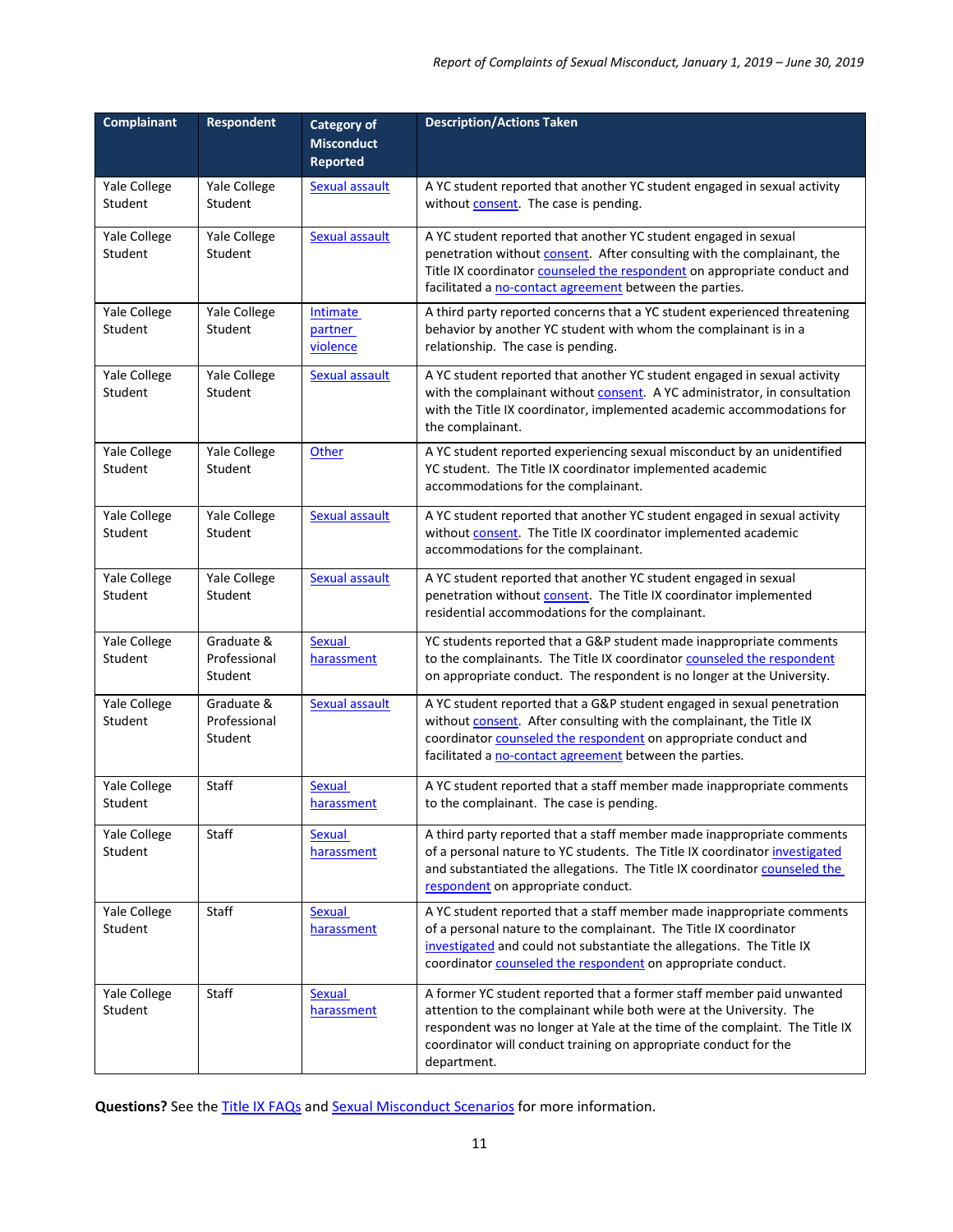| Complainant | Respondent | Category of Misconduct Reported | Description/Actions Taken |
|---|---|---|---|
| Yale College Student | Yale College Student | Sexual assault | A YC student reported that another YC student engaged in sexual activity without consent. The case is pending. |
| Yale College Student | Yale College Student | Sexual assault | A YC student reported that another YC student engaged in sexual penetration without consent. After consulting with the complainant, the Title IX coordinator counseled the respondent on appropriate conduct and facilitated a no-contact agreement between the parties. |
| Yale College Student | Yale College Student | Intimate partner violence | A third party reported concerns that a YC student experienced threatening behavior by another YC student with whom the complainant is in a relationship. The case is pending. |
| Yale College Student | Yale College Student | Sexual assault | A YC student reported that another YC student engaged in sexual activity with the complainant without consent. A YC administrator, in consultation with the Title IX coordinator, implemented academic accommodations for the complainant. |
| Yale College Student | Yale College Student | Other | A YC student reported experiencing sexual misconduct by an unidentified YC student. The Title IX coordinator implemented academic accommodations for the complainant. |
| Yale College Student | Yale College Student | Sexual assault | A YC student reported that another YC student engaged in sexual activity without consent. The Title IX coordinator implemented academic accommodations for the complainant. |
| Yale College Student | Yale College Student | Sexual assault | A YC student reported that another YC student engaged in sexual penetration without consent. The Title IX coordinator implemented residential accommodations for the complainant. |
| Yale College Student | Graduate & Professional Student | Sexual harassment | YC students reported that a G&P student made inappropriate comments to the complainants. The Title IX coordinator counseled the respondent on appropriate conduct. The respondent is no longer at the University. |
| Yale College Student | Graduate & Professional Student | Sexual assault | A YC student reported that a G&P student engaged in sexual penetration without consent. After consulting with the complainant, the Title IX coordinator counseled the respondent on appropriate conduct and facilitated a no-contact agreement between the parties. |
| Yale College Student | Staff | Sexual harassment | A YC student reported that a staff member made inappropriate comments to the complainant. The case is pending. |
| Yale College Student | Staff | Sexual harassment | A third party reported that a staff member made inappropriate comments of a personal nature to YC students. The Title IX coordinator investigated and substantiated the allegations. The Title IX coordinator counseled the respondent on appropriate conduct. |
| Yale College Student | Staff | Sexual harassment | A YC student reported that a staff member made inappropriate comments of a personal nature to the complainant. The Title IX coordinator investigated and could not substantiate the allegations. The Title IX coordinator counseled the respondent on appropriate conduct. |
| Yale College Student | Staff | Sexual harassment | A former YC student reported that a former staff member paid unwanted attention to the complainant while both were at the University. The respondent was no longer at Yale at the time of the complaint. The Title IX coordinator will conduct training on appropriate conduct for the department. |

**Questions?** See the Title IX FAQs and Sexual Misconduct Scenarios for more information.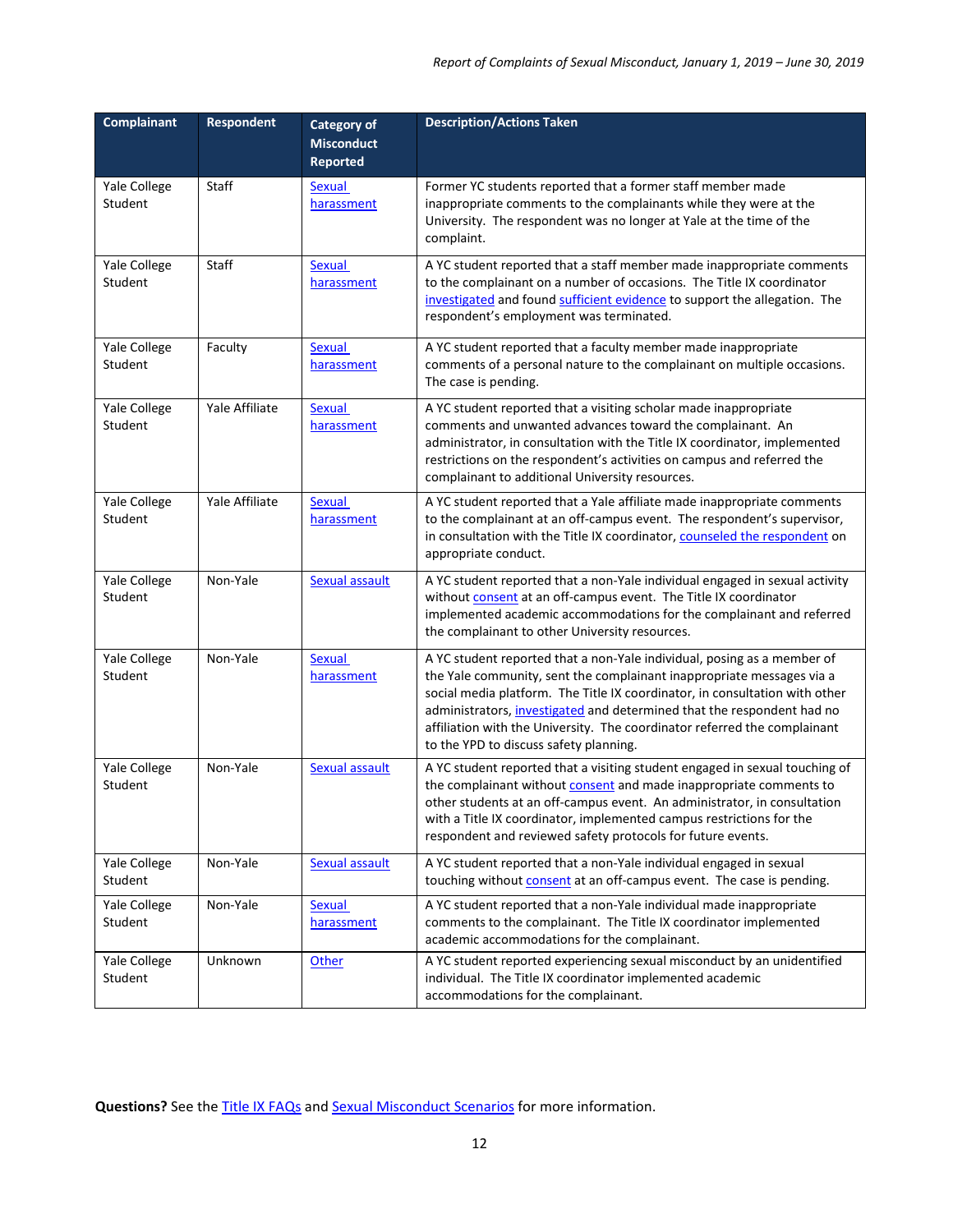| Complainant | Respondent | Category of Misconduct Reported | Description/Actions Taken |
|---|---|---|---|
| Yale College Student | Staff | Sexual harassment | Former YC students reported that a former staff member made inappropriate comments to the complainants while they were at the University. The respondent was no longer at Yale at the time of the complaint. |
| Yale College Student | Staff | Sexual harassment | A YC student reported that a staff member made inappropriate comments to the complainant on a number of occasions. The Title IX coordinator investigated and found sufficient evidence to support the allegation. The respondent's employment was terminated. |
| Yale College Student | Faculty | Sexual harassment | A YC student reported that a faculty member made inappropriate comments of a personal nature to the complainant on multiple occasions. The case is pending. |
| Yale College Student | Yale Affiliate | Sexual harassment | A YC student reported that a visiting scholar made inappropriate comments and unwanted advances toward the complainant. An administrator, in consultation with the Title IX coordinator, implemented restrictions on the respondent's activities on campus and referred the complainant to additional University resources. |
| Yale College Student | Yale Affiliate | Sexual harassment | A YC student reported that a Yale affiliate made inappropriate comments to the complainant at an off-campus event. The respondent's supervisor, in consultation with the Title IX coordinator, counseled the respondent on appropriate conduct. |
| Yale College Student | Non-Yale | Sexual assault | A YC student reported that a non-Yale individual engaged in sexual activity without consent at an off-campus event. The Title IX coordinator implemented academic accommodations for the complainant and referred the complainant to other University resources. |
| Yale College Student | Non-Yale | Sexual harassment | A YC student reported that a non-Yale individual, posing as a member of the Yale community, sent the complainant inappropriate messages via a social media platform. The Title IX coordinator, in consultation with other administrators, investigated and determined that the respondent had no affiliation with the University. The coordinator referred the complainant to the YPD to discuss safety planning. |
| Yale College Student | Non-Yale | Sexual assault | A YC student reported that a visiting student engaged in sexual touching of the complainant without consent and made inappropriate comments to other students at an off-campus event. An administrator, in consultation with a Title IX coordinator, implemented campus restrictions for the respondent and reviewed safety protocols for future events. |
| Yale College Student | Non-Yale | Sexual assault | A YC student reported that a non-Yale individual engaged in sexual touching without consent at an off-campus event. The case is pending. |
| Yale College Student | Non-Yale | Sexual harassment | A YC student reported that a non-Yale individual made inappropriate comments to the complainant. The Title IX coordinator implemented academic accommodations for the complainant. |
| Yale College Student | Unknown | Other | A YC student reported experiencing sexual misconduct by an unidentified individual. The Title IX coordinator implemented academic accommodations for the complainant. |

**Questions?** See the Title IX FAQs and Sexual Misconduct Scenarios for more information.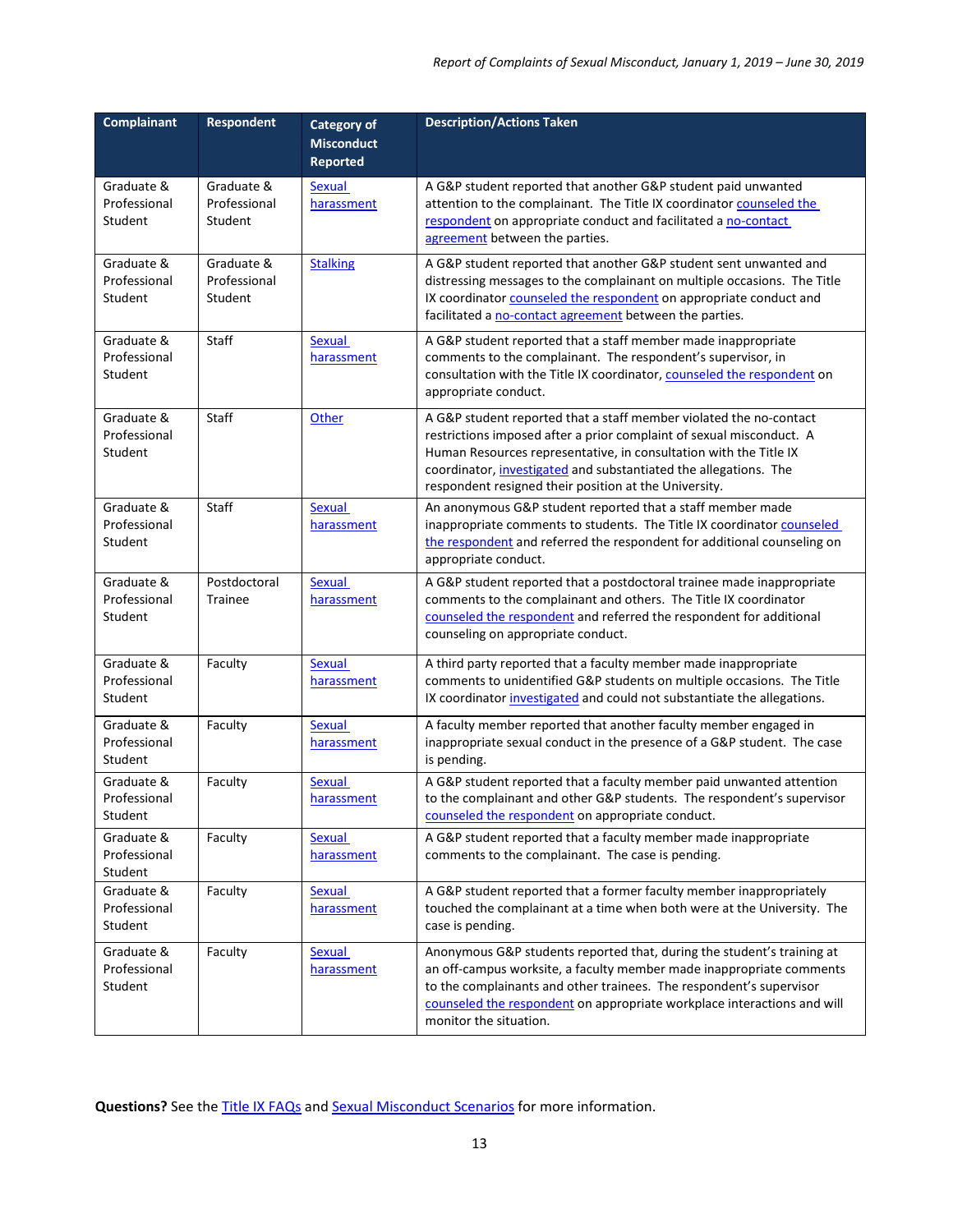| Complainant | Respondent | Category of Misconduct Reported | Description/Actions Taken |
|---|---|---|---|
| Graduate & Professional Student | Graduate & Professional Student | Sexual harassment | A G&P student reported that another G&P student paid unwanted attention to the complainant. The Title IX coordinator counseled the respondent on appropriate conduct and facilitated a no-contact agreement between the parties. |
| Graduate & Professional Student | Graduate & Professional Student | Stalking | A G&P student reported that another G&P student sent unwanted and distressing messages to the complainant on multiple occasions. The Title IX coordinator counseled the respondent on appropriate conduct and facilitated a no-contact agreement between the parties. |
| Graduate & Professional Student | Staff | Sexual harassment | A G&P student reported that a staff member made inappropriate comments to the complainant. The respondent's supervisor, in consultation with the Title IX coordinator, counseled the respondent on appropriate conduct. |
| Graduate & Professional Student | Staff | Other | A G&P student reported that a staff member violated the no-contact restrictions imposed after a prior complaint of sexual misconduct. A Human Resources representative, in consultation with the Title IX coordinator, investigated and substantiated the allegations. The respondent resigned their position at the University. |
| Graduate & Professional Student | Staff | Sexual harassment | An anonymous G&P student reported that a staff member made inappropriate comments to students. The Title IX coordinator counseled the respondent and referred the respondent for additional counseling on appropriate conduct. |
| Graduate & Professional Student | Postdoctoral Trainee | Sexual harassment | A G&P student reported that a postdoctoral trainee made inappropriate comments to the complainant and others. The Title IX coordinator counseled the respondent and referred the respondent for additional counseling on appropriate conduct. |
| Graduate & Professional Student | Faculty | Sexual harassment | A third party reported that a faculty member made inappropriate comments to unidentified G&P students on multiple occasions. The Title IX coordinator investigated and could not substantiate the allegations. |
| Graduate & Professional Student | Faculty | Sexual harassment | A faculty member reported that another faculty member engaged in inappropriate sexual conduct in the presence of a G&P student. The case is pending. |
| Graduate & Professional Student | Faculty | Sexual harassment | A G&P student reported that a faculty member paid unwanted attention to the complainant and other G&P students. The respondent's supervisor counseled the respondent on appropriate conduct. |
| Graduate & Professional Student | Faculty | Sexual harassment | A G&P student reported that a faculty member made inappropriate comments to the complainant. The case is pending. |
| Graduate & Professional Student | Faculty | Sexual harassment | A G&P student reported that a former faculty member inappropriately touched the complainant at a time when both were at the University. The case is pending. |
| Graduate & Professional Student | Faculty | Sexual harassment | Anonymous G&P students reported that, during the student's training at an off-campus worksite, a faculty member made inappropriate comments to the complainants and other trainees. The respondent's supervisor counseled the respondent on appropriate workplace interactions and will monitor the situation. |

**Questions?** See the Title IX FAQs and Sexual Misconduct Scenarios for more information.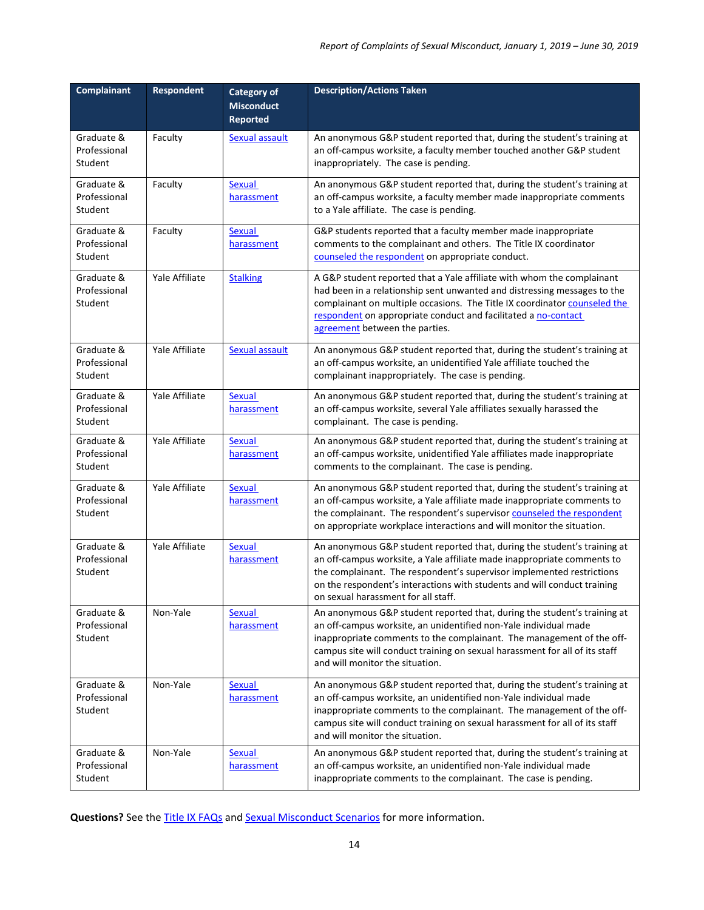| Complainant | Respondent | Category of Misconduct Reported | Description/Actions Taken |
|---|---|---|---|
| Graduate & Professional Student | Faculty | Sexual assault | An anonymous G&P student reported that, during the student's training at an off-campus worksite, a faculty member touched another G&P student inappropriately. The case is pending. |
| Graduate & Professional Student | Faculty | Sexual harassment | An anonymous G&P student reported that, during the student's training at an off-campus worksite, a faculty member made inappropriate comments to a Yale affiliate. The case is pending. |
| Graduate & Professional Student | Faculty | Sexual harassment | G&P students reported that a faculty member made inappropriate comments to the complainant and others. The Title IX coordinator counseled the respondent on appropriate conduct. |
| Graduate & Professional Student | Yale Affiliate | Stalking | A G&P student reported that a Yale affiliate with whom the complainant had been in a relationship sent unwanted and distressing messages to the complainant on multiple occasions. The Title IX coordinator counseled the respondent on appropriate conduct and facilitated a no-contact agreement between the parties. |
| Graduate & Professional Student | Yale Affiliate | Sexual assault | An anonymous G&P student reported that, during the student's training at an off-campus worksite, an unidentified Yale affiliate touched the complainant inappropriately. The case is pending. |
| Graduate & Professional Student | Yale Affiliate | Sexual harassment | An anonymous G&P student reported that, during the student's training at an off-campus worksite, several Yale affiliates sexually harassed the complainant. The case is pending. |
| Graduate & Professional Student | Yale Affiliate | Sexual harassment | An anonymous G&P student reported that, during the student's training at an off-campus worksite, unidentified Yale affiliates made inappropriate comments to the complainant. The case is pending. |
| Graduate & Professional Student | Yale Affiliate | Sexual harassment | An anonymous G&P student reported that, during the student's training at an off-campus worksite, a Yale affiliate made inappropriate comments to the complainant. The respondent's supervisor counseled the respondent on appropriate workplace interactions and will monitor the situation. |
| Graduate & Professional Student | Yale Affiliate | Sexual harassment | An anonymous G&P student reported that, during the student's training at an off-campus worksite, a Yale affiliate made inappropriate comments to the complainant. The respondent's supervisor implemented restrictions on the respondent's interactions with students and will conduct training on sexual harassment for all staff. |
| Graduate & Professional Student | Non-Yale | Sexual harassment | An anonymous G&P student reported that, during the student's training at an off-campus worksite, an unidentified non-Yale individual made inappropriate comments to the complainant. The management of the off-campus site will conduct training on sexual harassment for all of its staff and will monitor the situation. |
| Graduate & Professional Student | Non-Yale | Sexual harassment | An anonymous G&P student reported that, during the student's training at an off-campus worksite, an unidentified non-Yale individual made inappropriate comments to the complainant. The management of the off-campus site will conduct training on sexual harassment for all of its staff and will monitor the situation. |
| Graduate & Professional Student | Non-Yale | Sexual harassment | An anonymous G&P student reported that, during the student's training at an off-campus worksite, an unidentified non-Yale individual made inappropriate comments to the complainant. The case is pending. |

**Questions?** See the Title IX FAQs and Sexual Misconduct Scenarios for more information.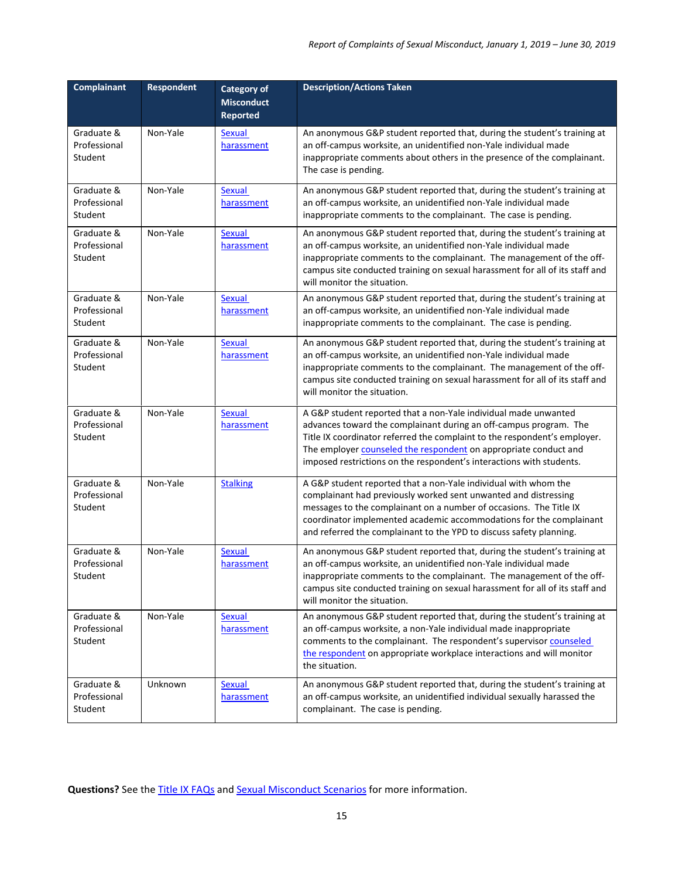| Complainant | Respondent | Category of Misconduct Reported | Description/Actions Taken |
|---|---|---|---|
| Graduate & Professional Student | Non-Yale | Sexual harassment | An anonymous G&P student reported that, during the student's training at an off-campus worksite, an unidentified non-Yale individual made inappropriate comments about others in the presence of the complainant. The case is pending. |
| Graduate & Professional Student | Non-Yale | Sexual harassment | An anonymous G&P student reported that, during the student's training at an off-campus worksite, an unidentified non-Yale individual made inappropriate comments to the complainant. The case is pending. |
| Graduate & Professional Student | Non-Yale | Sexual harassment | An anonymous G&P student reported that, during the student's training at an off-campus worksite, an unidentified non-Yale individual made inappropriate comments to the complainant. The management of the off-campus site conducted training on sexual harassment for all of its staff and will monitor the situation. |
| Graduate & Professional Student | Non-Yale | Sexual harassment | An anonymous G&P student reported that, during the student's training at an off-campus worksite, an unidentified non-Yale individual made inappropriate comments to the complainant. The case is pending. |
| Graduate & Professional Student | Non-Yale | Sexual harassment | An anonymous G&P student reported that, during the student's training at an off-campus worksite, an unidentified non-Yale individual made inappropriate comments to the complainant. The management of the off-campus site conducted training on sexual harassment for all of its staff and will monitor the situation. |
| Graduate & Professional Student | Non-Yale | Sexual harassment | A G&P student reported that a non-Yale individual made unwanted advances toward the complainant during an off-campus program. The Title IX coordinator referred the complaint to the respondent's employer. The employer counseled the respondent on appropriate conduct and imposed restrictions on the respondent's interactions with students. |
| Graduate & Professional Student | Non-Yale | Stalking | A G&P student reported that a non-Yale individual with whom the complainant had previously worked sent unwanted and distressing messages to the complainant on a number of occasions. The Title IX coordinator implemented academic accommodations for the complainant and referred the complainant to the YPD to discuss safety planning. |
| Graduate & Professional Student | Non-Yale | Sexual harassment | An anonymous G&P student reported that, during the student's training at an off-campus worksite, an unidentified non-Yale individual made inappropriate comments to the complainant. The management of the off-campus site conducted training on sexual harassment for all of its staff and will monitor the situation. |
| Graduate & Professional Student | Non-Yale | Sexual harassment | An anonymous G&P student reported that, during the student's training at an off-campus worksite, a non-Yale individual made inappropriate comments to the complainant. The respondent's supervisor counseled the respondent on appropriate workplace interactions and will monitor the situation. |
| Graduate & Professional Student | Unknown | Sexual harassment | An anonymous G&P student reported that, during the student's training at an off-campus worksite, an unidentified individual sexually harassed the complainant. The case is pending. |

**Questions?** See the Title IX FAQs and Sexual Misconduct Scenarios for more information.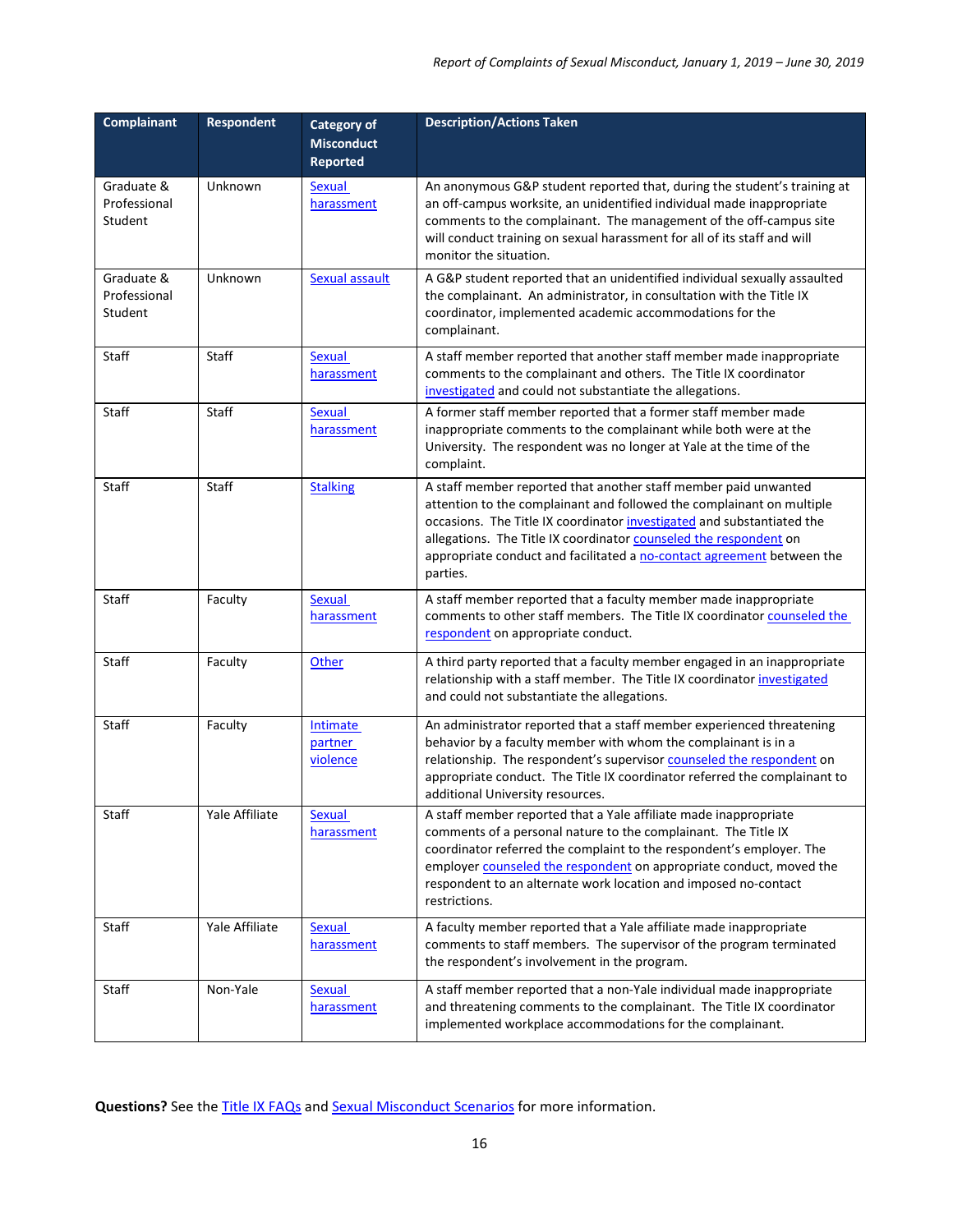| Complainant | Respondent | Category of Misconduct Reported | Description/Actions Taken |
|---|---|---|---|
| Graduate & Professional Student | Unknown | Sexual harassment | An anonymous G&P student reported that, during the student's training at an off-campus worksite, an unidentified individual made inappropriate comments to the complainant. The management of the off-campus site will conduct training on sexual harassment for all of its staff and will monitor the situation. |
| Graduate & Professional Student | Unknown | Sexual assault | A G&P student reported that an unidentified individual sexually assaulted the complainant. An administrator, in consultation with the Title IX coordinator, implemented academic accommodations for the complainant. |
| Staff | Staff | Sexual harassment | A staff member reported that another staff member made inappropriate comments to the complainant and others. The Title IX coordinator investigated and could not substantiate the allegations. |
| Staff | Staff | Sexual harassment | A former staff member reported that a former staff member made inappropriate comments to the complainant while both were at the University. The respondent was no longer at Yale at the time of the complaint. |
| Staff | Staff | Stalking | A staff member reported that another staff member paid unwanted attention to the complainant and followed the complainant on multiple occasions. The Title IX coordinator investigated and substantiated the allegations. The Title IX coordinator counseled the respondent on appropriate conduct and facilitated a no-contact agreement between the parties. |
| Staff | Faculty | Sexual harassment | A staff member reported that a faculty member made inappropriate comments to other staff members. The Title IX coordinator counseled the respondent on appropriate conduct. |
| Staff | Faculty | Other | A third party reported that a faculty member engaged in an inappropriate relationship with a staff member. The Title IX coordinator investigated and could not substantiate the allegations. |
| Staff | Faculty | Intimate partner violence | An administrator reported that a staff member experienced threatening behavior by a faculty member with whom the complainant is in a relationship. The respondent's supervisor counseled the respondent on appropriate conduct. The Title IX coordinator referred the complainant to additional University resources. |
| Staff | Yale Affiliate | Sexual harassment | A staff member reported that a Yale affiliate made inappropriate comments of a personal nature to the complainant. The Title IX coordinator referred the complaint to the respondent's employer. The employer counseled the respondent on appropriate conduct, moved the respondent to an alternate work location and imposed no-contact restrictions. |
| Staff | Yale Affiliate | Sexual harassment | A faculty member reported that a Yale affiliate made inappropriate comments to staff members. The supervisor of the program terminated the respondent's involvement in the program. |
| Staff | Non-Yale | Sexual harassment | A staff member reported that a non-Yale individual made inappropriate and threatening comments to the complainant. The Title IX coordinator implemented workplace accommodations for the complainant. |

**Questions?** See the Title IX FAQs and Sexual Misconduct Scenarios for more information.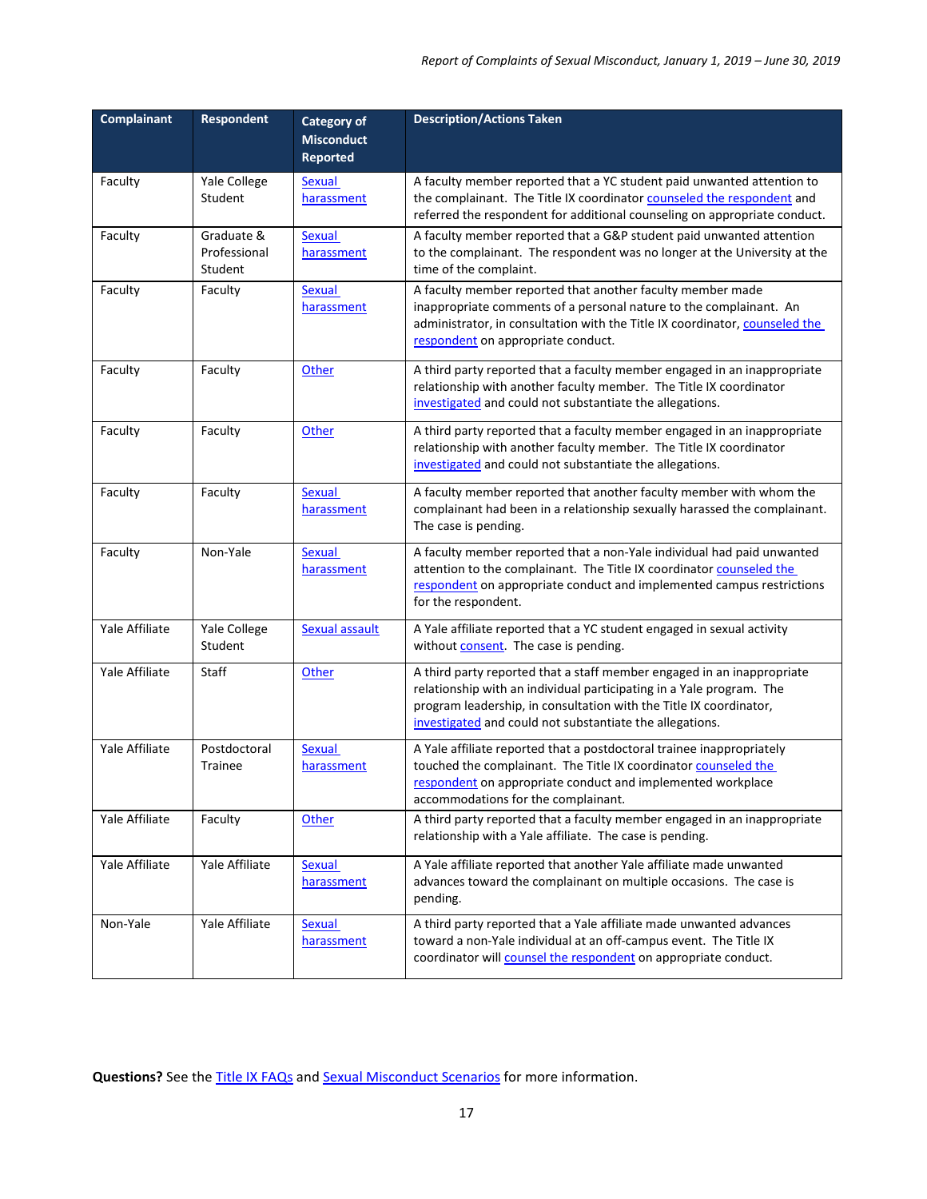| Complainant | Respondent | Category of Misconduct Reported | Description/Actions Taken |
|---|---|---|---|
| Faculty | Yale College Student | Sexual harassment | A faculty member reported that a YC student paid unwanted attention to the complainant. The Title IX coordinator counseled the respondent and referred the respondent for additional counseling on appropriate conduct. |
| Faculty | Graduate & Professional Student | Sexual harassment | A faculty member reported that a G&P student paid unwanted attention to the complainant. The respondent was no longer at the University at the time of the complaint. |
| Faculty | Faculty | Sexual harassment | A faculty member reported that another faculty member made inappropriate comments of a personal nature to the complainant. An administrator, in consultation with the Title IX coordinator, counseled the respondent on appropriate conduct. |
| Faculty | Faculty | Other | A third party reported that a faculty member engaged in an inappropriate relationship with another faculty member. The Title IX coordinator investigated and could not substantiate the allegations. |
| Faculty | Faculty | Other | A third party reported that a faculty member engaged in an inappropriate relationship with another faculty member. The Title IX coordinator investigated and could not substantiate the allegations. |
| Faculty | Faculty | Sexual harassment | A faculty member reported that another faculty member with whom the complainant had been in a relationship sexually harassed the complainant. The case is pending. |
| Faculty | Non-Yale | Sexual harassment | A faculty member reported that a non-Yale individual had paid unwanted attention to the complainant. The Title IX coordinator counseled the respondent on appropriate conduct and implemented campus restrictions for the respondent. |
| Yale Affiliate | Yale College Student | Sexual assault | A Yale affiliate reported that a YC student engaged in sexual activity without consent. The case is pending. |
| Yale Affiliate | Staff | Other | A third party reported that a staff member engaged in an inappropriate relationship with an individual participating in a Yale program. The program leadership, in consultation with the Title IX coordinator, investigated and could not substantiate the allegations. |
| Yale Affiliate | Postdoctoral Trainee | Sexual harassment | A Yale affiliate reported that a postdoctoral trainee inappropriately touched the complainant. The Title IX coordinator counseled the respondent on appropriate conduct and implemented workplace accommodations for the complainant. |
| Yale Affiliate | Faculty | Other | A third party reported that a faculty member engaged in an inappropriate relationship with a Yale affiliate. The case is pending. |
| Yale Affiliate | Yale Affiliate | Sexual harassment | A Yale affiliate reported that another Yale affiliate made unwanted advances toward the complainant on multiple occasions. The case is pending. |
| Non-Yale | Yale Affiliate | Sexual harassment | A third party reported that a Yale affiliate made unwanted advances toward a non-Yale individual at an off-campus event. The Title IX coordinator will counsel the respondent on appropriate conduct. |

**Questions?** See the Title IX FAQs and Sexual Misconduct Scenarios for more information.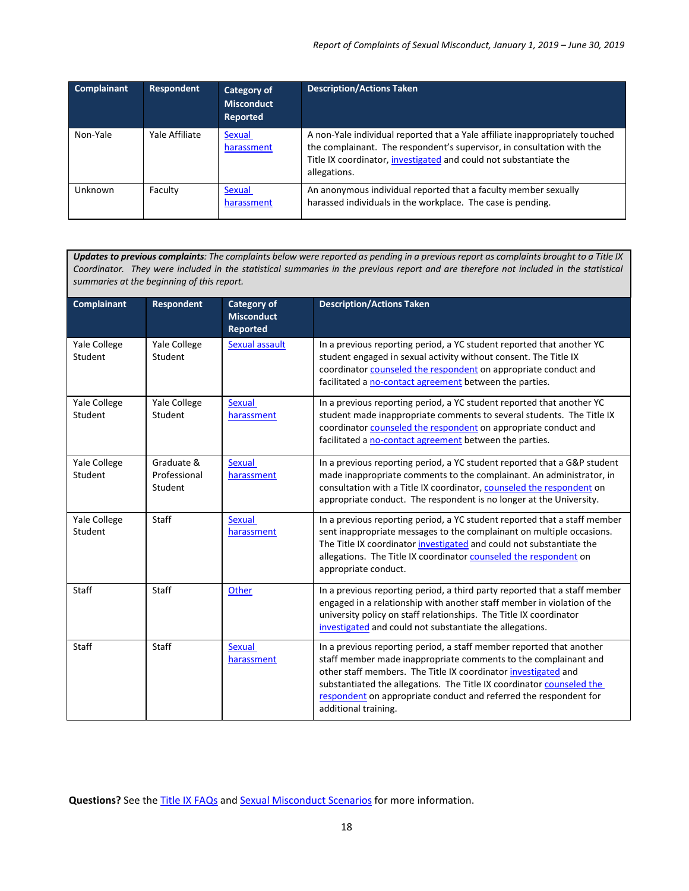| Complainant | Respondent | Category of Misconduct Reported | Description/Actions Taken |
|---|---|---|---|
| Non-Yale | Yale Affiliate | Sexual harassment | A non-Yale individual reported that a Yale affiliate inappropriately touched the complainant. The respondent's supervisor, in consultation with the Title IX coordinator, investigated and could not substantiate the allegations. |
| Unknown | Faculty | Sexual harassment | An anonymous individual reported that a faculty member sexually harassed individuals in the workplace. The case is pending. |

***Updates to previous complaints****: The complaints below were reported as pending in a previous report as complaints brought to a Title IX Coordinator. They were included in the statistical summaries in the previous report and are therefore not included in the statistical summaries at the beginning of this report.*

| Complainant | Respondent | Category of Misconduct Reported | Description/Actions Taken |
|---|---|---|---|
| Yale College Student | Yale College Student | Sexual assault | In a previous reporting period, a YC student reported that another YC student engaged in sexual activity without consent. The Title IX coordinator counseled the respondent on appropriate conduct and facilitated a no-contact agreement between the parties. |
| Yale College Student | Yale College Student | Sexual harassment | In a previous reporting period, a YC student reported that another YC student made inappropriate comments to several students. The Title IX coordinator counseled the respondent on appropriate conduct and facilitated a no-contact agreement between the parties. |
| Yale College Student | Graduate & Professional Student | Sexual harassment | In a previous reporting period, a YC student reported that a G&P student made inappropriate comments to the complainant. An administrator, in consultation with a Title IX coordinator, counseled the respondent on appropriate conduct. The respondent is no longer at the University. |
| Yale College Student | Staff | Sexual harassment | In a previous reporting period, a YC student reported that a staff member sent inappropriate messages to the complainant on multiple occasions. The Title IX coordinator investigated and could not substantiate the allegations. The Title IX coordinator counseled the respondent on appropriate conduct. |
| Staff | Staff | Other | In a previous reporting period, a third party reported that a staff member engaged in a relationship with another staff member in violation of the university policy on staff relationships. The Title IX coordinator investigated and could not substantiate the allegations. |
| Staff | Staff | Sexual harassment | In a previous reporting period, a staff member reported that another staff member made inappropriate comments to the complainant and other staff members. The Title IX coordinator investigated and substantiated the allegations. The Title IX coordinator counseled the respondent on appropriate conduct and referred the respondent for additional training. |

**Questions?** See the Title IX FAQs and Sexual Misconduct Scenarios for more information.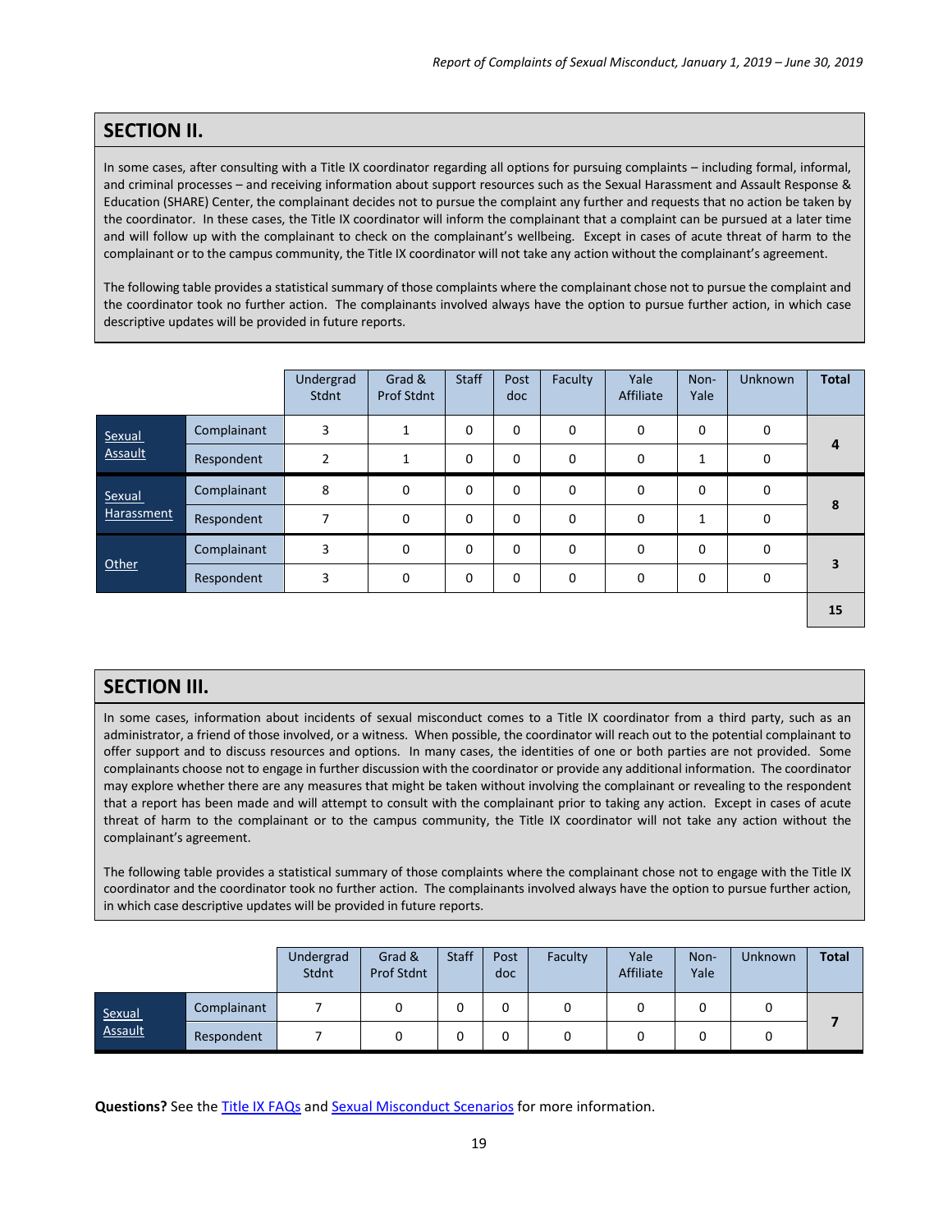## SECTION II.

In some cases, after consulting with a Title IX coordinator regarding all options for pursuing complaints – including formal, informal, and criminal processes – and receiving information about support resources such as the Sexual Harassment and Assault Response & Education (SHARE) Center, the complainant decides not to pursue the complaint any further and requests that no action be taken by the coordinator. In these cases, the Title IX coordinator will inform the complainant that a complaint can be pursued at a later time and will follow up with the complainant to check on the complainant's wellbeing. Except in cases of acute threat of harm to the complainant or to the campus community, the Title IX coordinator will not take any action without the complainant's agreement.

The following table provides a statistical summary of those complaints where the complainant chose not to pursue the complaint and the coordinator took no further action. The complainants involved always have the option to pursue further action, in which case descriptive updates will be provided in future reports.

| | | Undergrad Stdnt | Grad & Prof Stdnt | Staff | Post doc | Faculty | Yale Affiliate | Non-Yale | Unknown | Total |
|---|---|---|---|---|---|---|---|---|---|---|
| Sexual Assault | Complainant | 3 | 1 | 0 | 0 | 0 | 0 | 0 | 0 | **4** |
| | Respondent | 2 | 1 | 0 | 0 | 0 | 0 | 1 | 0 | |
| Sexual Harassment | Complainant | 8 | 0 | 0 | 0 | 0 | 0 | 0 | 0 | **8** |
| | Respondent | 7 | 0 | 0 | 0 | 0 | 0 | 1 | 0 | |
| Other | Complainant | 3 | 0 | 0 | 0 | 0 | 0 | 0 | 0 | **3** |
| | Respondent | 3 | 0 | 0 | 0 | 0 | 0 | 0 | 0 | |
| | | | | | | | | | | **15** |

## SECTION III.

In some cases, information about incidents of sexual misconduct comes to a Title IX coordinator from a third party, such as an administrator, a friend of those involved, or a witness. When possible, the coordinator will reach out to the potential complainant to offer support and to discuss resources and options. In many cases, the identities of one or both parties are not provided. Some complainants choose not to engage in further discussion with the coordinator or provide any additional information. The coordinator may explore whether there are any measures that might be taken without involving the complainant or revealing to the respondent that a report has been made and will attempt to consult with the complainant prior to taking any action. Except in cases of acute threat of harm to the complainant or to the campus community, the Title IX coordinator will not take any action without the complainant's agreement.

The following table provides a statistical summary of those complaints where the complainant chose not to engage with the Title IX coordinator and the coordinator took no further action. The complainants involved always have the option to pursue further action, in which case descriptive updates will be provided in future reports.

| | | Undergrad Stdnt | Grad & Prof Stdnt | Staff | Post doc | Faculty | Yale Affiliate | Non-Yale | Unknown | Total |
|---|---|---|---|---|---|---|---|---|---|---|
| Sexual Assault | Complainant | 7 | 0 | 0 | 0 | 0 | 0 | 0 | 0 | **7** |
| | Respondent | 7 | 0 | 0 | 0 | 0 | 0 | 0 | 0 | |

**Questions?** See the Title IX FAQs and Sexual Misconduct Scenarios for more information.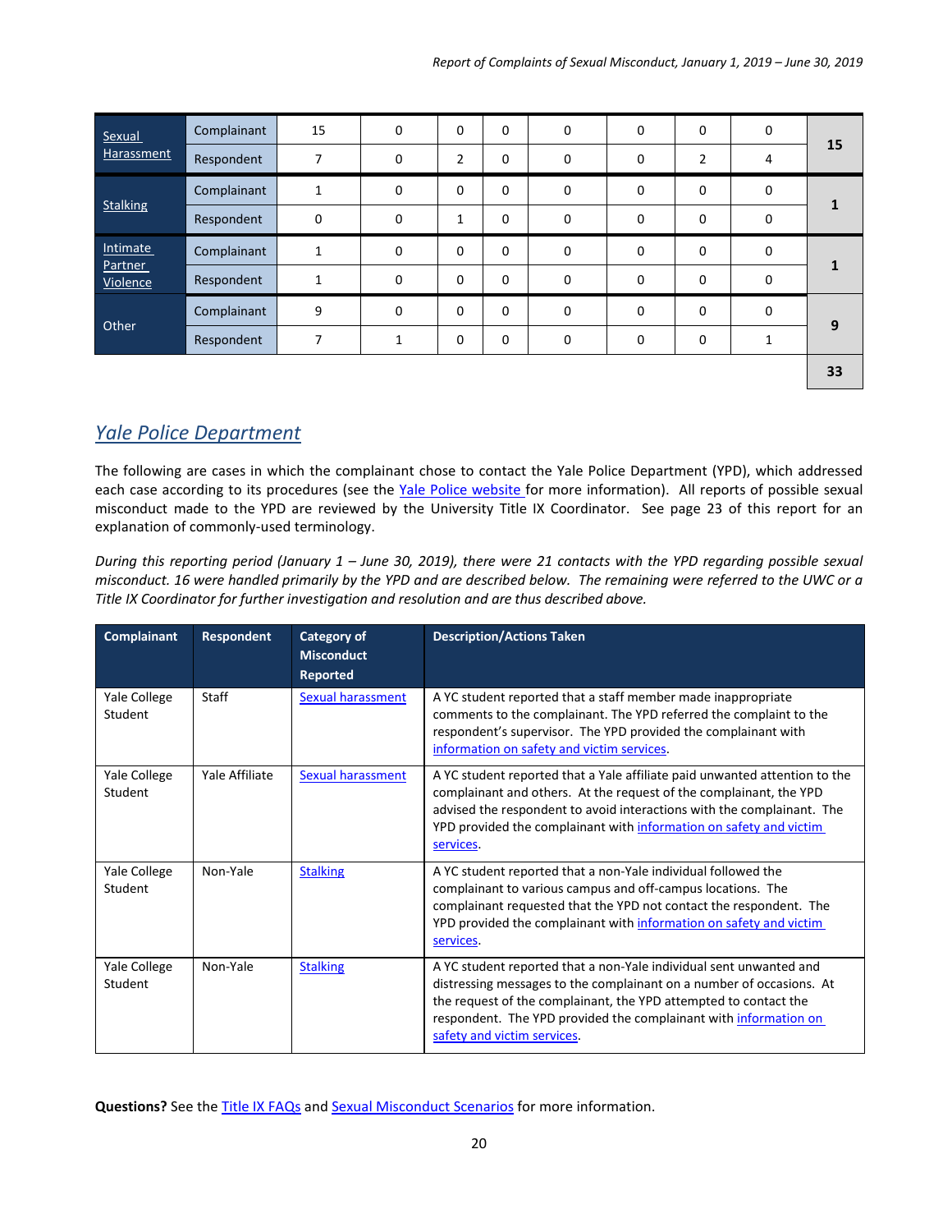| | | | | | | | | | | |
|---|---|---|---|---|---|---|---|---|---|---|
| Sexual Harassment | Complainant | 15 | 0 | 0 | 0 | 0 | 0 | 0 | 0 | 15 |
| | Respondent | 7 | 0 | 2 | 0 | 0 | 0 | 2 | 4 | |
| Stalking | Complainant | 1 | 0 | 0 | 0 | 0 | 0 | 0 | 0 | 1 |
| | Respondent | 0 | 0 | 1 | 0 | 0 | 0 | 0 | 0 | |
| Intimate Partner Violence | Complainant | 1 | 0 | 0 | 0 | 0 | 0 | 0 | 0 | 1 |
| | Respondent | 1 | 0 | 0 | 0 | 0 | 0 | 0 | 0 | |
| Other | Complainant | 9 | 0 | 0 | 0 | 0 | 0 | 0 | 0 | 9 |
| | Respondent | 7 | 1 | 0 | 0 | 0 | 0 | 0 | 1 | |
| | | | | | | | | | | **33** |

## Yale Police Department

The following are cases in which the complainant chose to contact the Yale Police Department (YPD), which addressed each case according to its procedures (see the Yale Police website for more information). All reports of possible sexual misconduct made to the YPD are reviewed by the University Title IX Coordinator. See page 23 of this report for an explanation of commonly-used terminology.

*During this reporting period (January 1 – June 30, 2019), there were 21 contacts with the YPD regarding possible sexual misconduct. 16 were handled primarily by the YPD and are described below. The remaining were referred to the UWC or a Title IX Coordinator for further investigation and resolution and are thus described above.*

| Complainant | Respondent | Category of Misconduct Reported | Description/Actions Taken |
|---|---|---|---|
| Yale College Student | Staff | Sexual harassment | A YC student reported that a staff member made inappropriate comments to the complainant. The YPD referred the complaint to the respondent's supervisor. The YPD provided the complainant with information on safety and victim services. |
| Yale College Student | Yale Affiliate | Sexual harassment | A YC student reported that a Yale affiliate paid unwanted attention to the complainant and others. At the request of the complainant, the YPD advised the respondent to avoid interactions with the complainant. The YPD provided the complainant with information on safety and victim services. |
| Yale College Student | Non-Yale | Stalking | A YC student reported that a non-Yale individual followed the complainant to various campus and off-campus locations. The complainant requested that the YPD not contact the respondent. The YPD provided the complainant with information on safety and victim services. |
| Yale College Student | Non-Yale | Stalking | A YC student reported that a non-Yale individual sent unwanted and distressing messages to the complainant on a number of occasions. At the request of the complainant, the YPD attempted to contact the respondent. The YPD provided the complainant with information on safety and victim services. |

**Questions?** See the Title IX FAQs and Sexual Misconduct Scenarios for more information.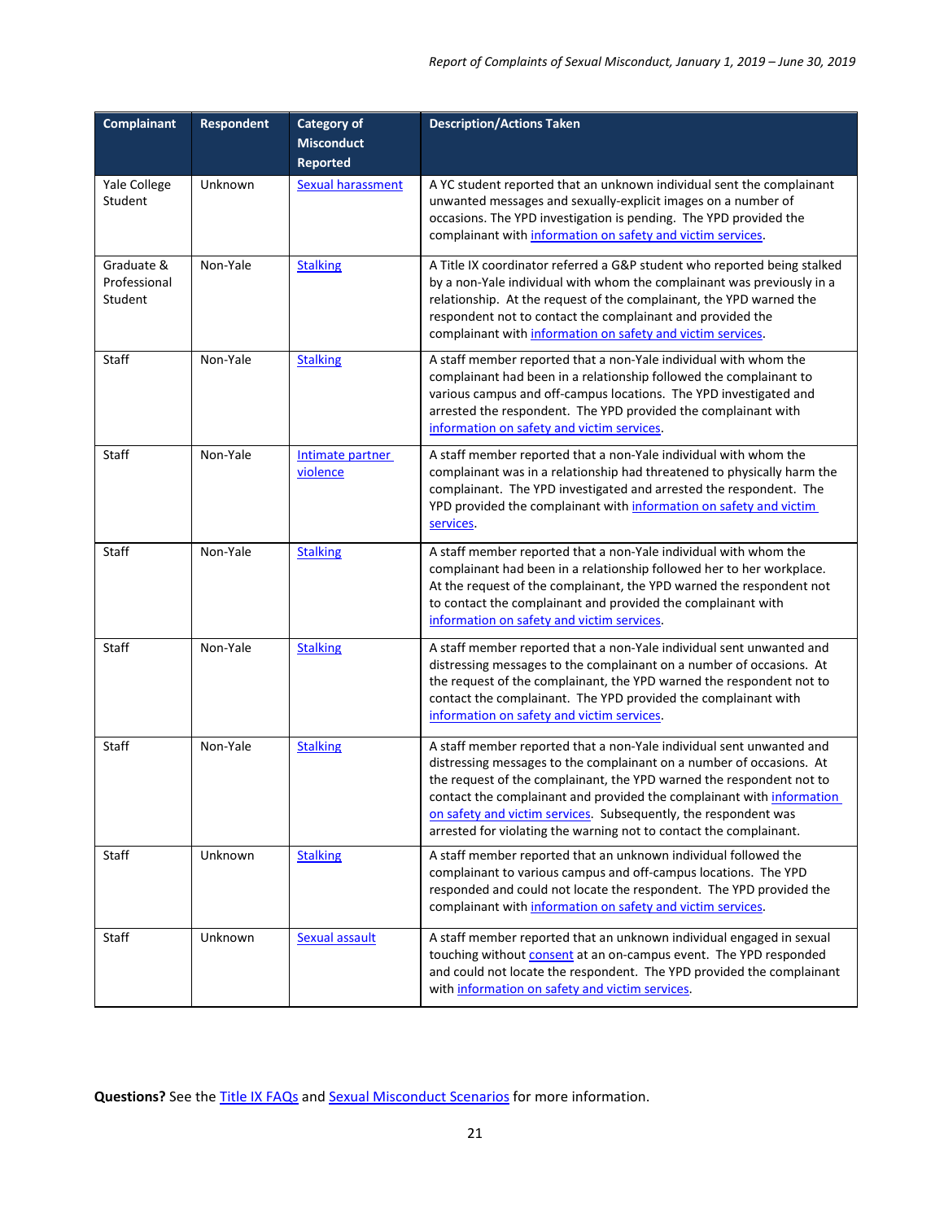| Complainant | Respondent | Category of Misconduct Reported | Description/Actions Taken |
|---|---|---|---|
| Yale College Student | Unknown | Sexual harassment | A YC student reported that an unknown individual sent the complainant unwanted messages and sexually-explicit images on a number of occasions. The YPD investigation is pending. The YPD provided the complainant with information on safety and victim services. |
| Graduate & Professional Student | Non-Yale | Stalking | A Title IX coordinator referred a G&P student who reported being stalked by a non-Yale individual with whom the complainant was previously in a relationship. At the request of the complainant, the YPD warned the respondent not to contact the complainant and provided the complainant with information on safety and victim services. |
| Staff | Non-Yale | Stalking | A staff member reported that a non-Yale individual with whom the complainant had been in a relationship followed the complainant to various campus and off-campus locations. The YPD investigated and arrested the respondent. The YPD provided the complainant with information on safety and victim services. |
| Staff | Non-Yale | Intimate partner violence | A staff member reported that a non-Yale individual with whom the complainant was in a relationship had threatened to physically harm the complainant. The YPD investigated and arrested the respondent. The YPD provided the complainant with information on safety and victim services. |
| Staff | Non-Yale | Stalking | A staff member reported that a non-Yale individual with whom the complainant had been in a relationship followed her to her workplace. At the request of the complainant, the YPD warned the respondent not to contact the complainant and provided the complainant with information on safety and victim services. |
| Staff | Non-Yale | Stalking | A staff member reported that a non-Yale individual sent unwanted and distressing messages to the complainant on a number of occasions. At the request of the complainant, the YPD warned the respondent not to contact the complainant. The YPD provided the complainant with information on safety and victim services. |
| Staff | Non-Yale | Stalking | A staff member reported that a non-Yale individual sent unwanted and distressing messages to the complainant on a number of occasions. At the request of the complainant, the YPD warned the respondent not to contact the complainant and provided the complainant with information on safety and victim services. Subsequently, the respondent was arrested for violating the warning not to contact the complainant. |
| Staff | Unknown | Stalking | A staff member reported that an unknown individual followed the complainant to various campus and off-campus locations. The YPD responded and could not locate the respondent. The YPD provided the complainant with information on safety and victim services. |
| Staff | Unknown | Sexual assault | A staff member reported that an unknown individual engaged in sexual touching without consent at an on-campus event. The YPD responded and could not locate the respondent. The YPD provided the complainant with information on safety and victim services. |

**Questions?** See the Title IX FAQs and Sexual Misconduct Scenarios for more information.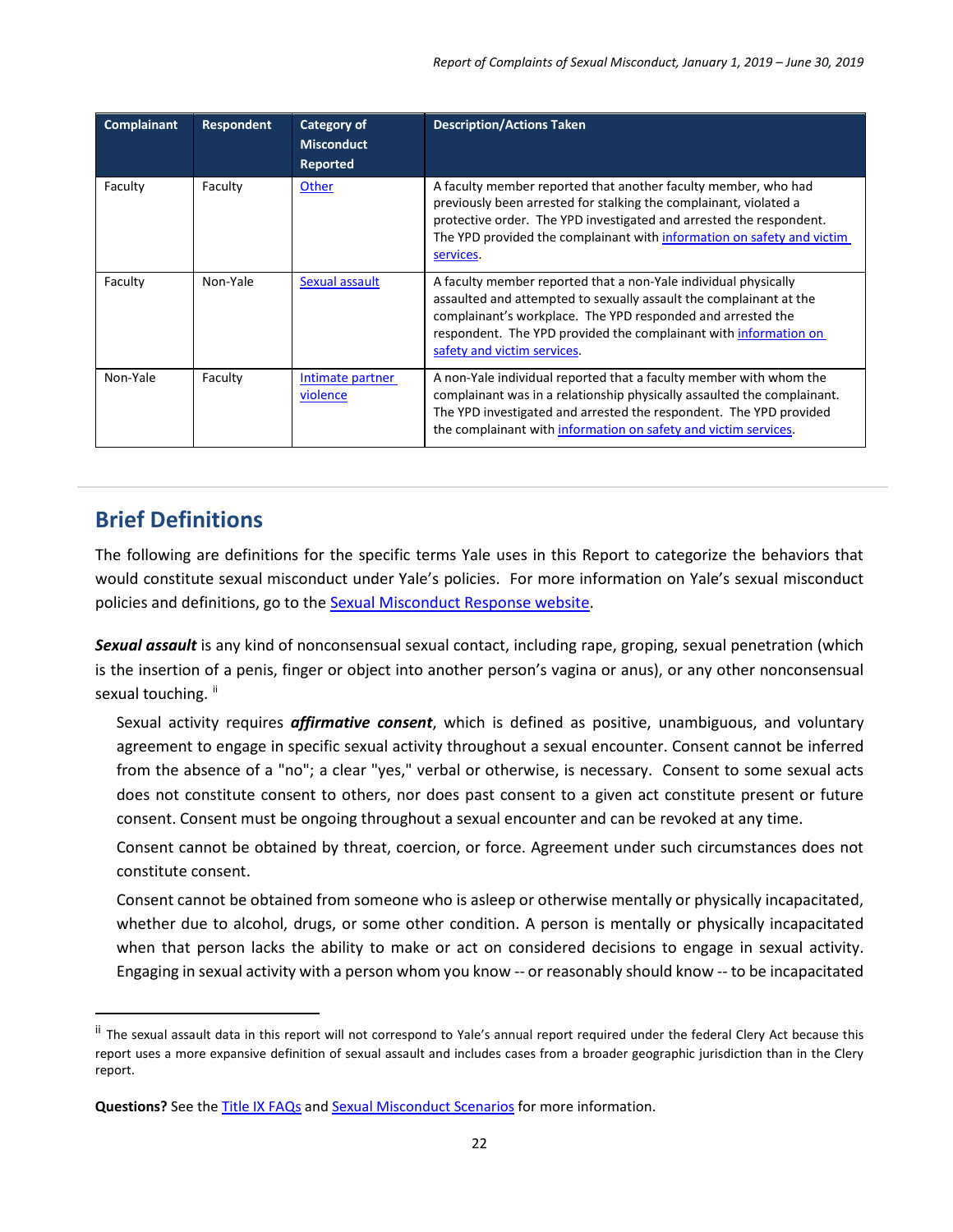| Complainant | Respondent | Category of Misconduct Reported | Description/Actions Taken |
| --- | --- | --- | --- |
| Faculty | Faculty | Other | A faculty member reported that another faculty member, who had previously been arrested for stalking the complainant, violated a protective order. The YPD investigated and arrested the respondent. The YPD provided the complainant with information on safety and victim services. |
| Faculty | Non-Yale | Sexual assault | A faculty member reported that a non-Yale individual physically assaulted and attempted to sexually assault the complainant at the complainant's workplace. The YPD responded and arrested the respondent. The YPD provided the complainant with information on safety and victim services. |
| Non-Yale | Faculty | Intimate partner violence | A non-Yale individual reported that a faculty member with whom the complainant was in a relationship physically assaulted the complainant. The YPD investigated and arrested the respondent. The YPD provided the complainant with information on safety and victim services. |

## Brief Definitions

The following are definitions for the specific terms Yale uses in this Report to categorize the behaviors that would constitute sexual misconduct under Yale's policies. For more information on Yale's sexual misconduct policies and definitions, go to the Sexual Misconduct Response website.

***Sexual assault*** is any kind of nonconsensual sexual contact, including rape, groping, sexual penetration (which is the insertion of a penis, finger or object into another person's vagina or anus), or any other nonconsensual sexual touching. [ii]

Sexual activity requires ***affirmative consent***, which is defined as positive, unambiguous, and voluntary agreement to engage in specific sexual activity throughout a sexual encounter. Consent cannot be inferred from the absence of a "no"; a clear "yes," verbal or otherwise, is necessary. Consent to some sexual acts does not constitute consent to others, nor does past consent to a given act constitute present or future consent. Consent must be ongoing throughout a sexual encounter and can be revoked at any time.

Consent cannot be obtained by threat, coercion, or force. Agreement under such circumstances does not constitute consent.

Consent cannot be obtained from someone who is asleep or otherwise mentally or physically incapacitated, whether due to alcohol, drugs, or some other condition. A person is mentally or physically incapacitated when that person lacks the ability to make or act on considered decisions to engage in sexual activity. Engaging in sexual activity with a person whom you know -- or reasonably should know -- to be incapacitated

---

[ii] The sexual assault data in this report will not correspond to Yale's annual report required under the federal Clery Act because this report uses a more expansive definition of sexual assault and includes cases from a broader geographic jurisdiction than in the Clery report.

**Questions?** See the Title IX FAQs and Sexual Misconduct Scenarios for more information.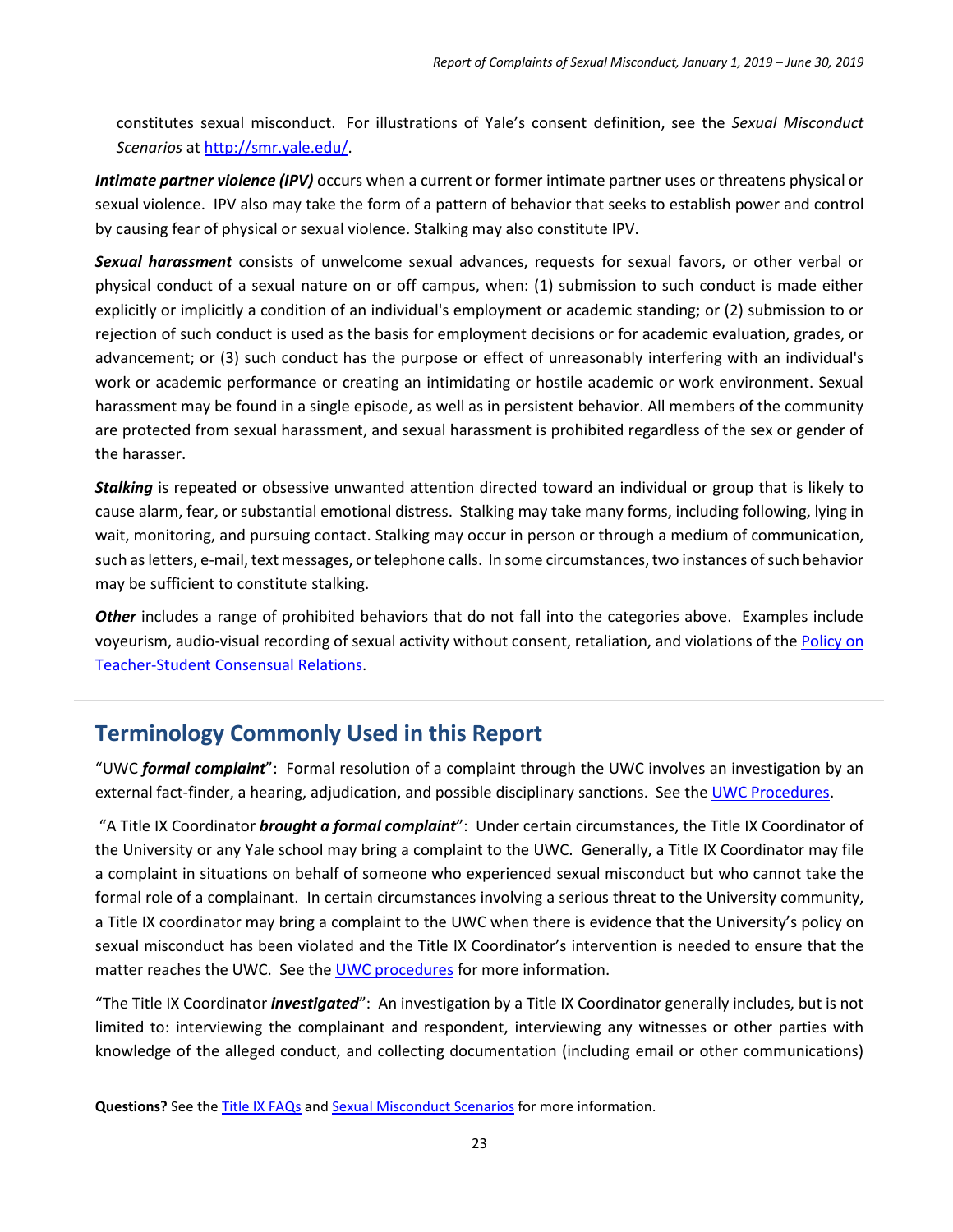constitutes sexual misconduct. For illustrations of Yale's consent definition, see the *Sexual Misconduct Scenarios* at [http://smr.yale.edu/](http://smr.yale.edu/).

***Intimate partner violence (IPV)*** occurs when a current or former intimate partner uses or threatens physical or sexual violence. IPV also may take the form of a pattern of behavior that seeks to establish power and control by causing fear of physical or sexual violence. Stalking may also constitute IPV.

***Sexual harassment*** consists of unwelcome sexual advances, requests for sexual favors, or other verbal or physical conduct of a sexual nature on or off campus, when: (1) submission to such conduct is made either explicitly or implicitly a condition of an individual's employment or academic standing; or (2) submission to or rejection of such conduct is used as the basis for employment decisions or for academic evaluation, grades, or advancement; or (3) such conduct has the purpose or effect of unreasonably interfering with an individual's work or academic performance or creating an intimidating or hostile academic or work environment. Sexual harassment may be found in a single episode, as well as in persistent behavior. All members of the community are protected from sexual harassment, and sexual harassment is prohibited regardless of the sex or gender of the harasser.

***Stalking*** is repeated or obsessive unwanted attention directed toward an individual or group that is likely to cause alarm, fear, or substantial emotional distress. Stalking may take many forms, including following, lying in wait, monitoring, and pursuing contact. Stalking may occur in person or through a medium of communication, such as letters, e-mail, text messages, or telephone calls. In some circumstances, two instances of such behavior may be sufficient to constitute stalking.

***Other*** includes a range of prohibited behaviors that do not fall into the categories above. Examples include voyeurism, audio-visual recording of sexual activity without consent, retaliation, and violations of the Policy on Teacher-Student Consensual Relations.

## Terminology Commonly Used in this Report

"UWC ***formal complaint***": Formal resolution of a complaint through the UWC involves an investigation by an external fact-finder, a hearing, adjudication, and possible disciplinary sanctions. See the UWC Procedures.

"A Title IX Coordinator ***brought a formal complaint***": Under certain circumstances, the Title IX Coordinator of the University or any Yale school may bring a complaint to the UWC. Generally, a Title IX Coordinator may file a complaint in situations on behalf of someone who experienced sexual misconduct but who cannot take the formal role of a complainant. In certain circumstances involving a serious threat to the University community, a Title IX coordinator may bring a complaint to the UWC when there is evidence that the University's policy on sexual misconduct has been violated and the Title IX Coordinator's intervention is needed to ensure that the matter reaches the UWC. See the UWC procedures for more information.

"The Title IX Coordinator ***investigated***": An investigation by a Title IX Coordinator generally includes, but is not limited to: interviewing the complainant and respondent, interviewing any witnesses or other parties with knowledge of the alleged conduct, and collecting documentation (including email or other communications)

**Questions?** See the Title IX FAQs and Sexual Misconduct Scenarios for more information.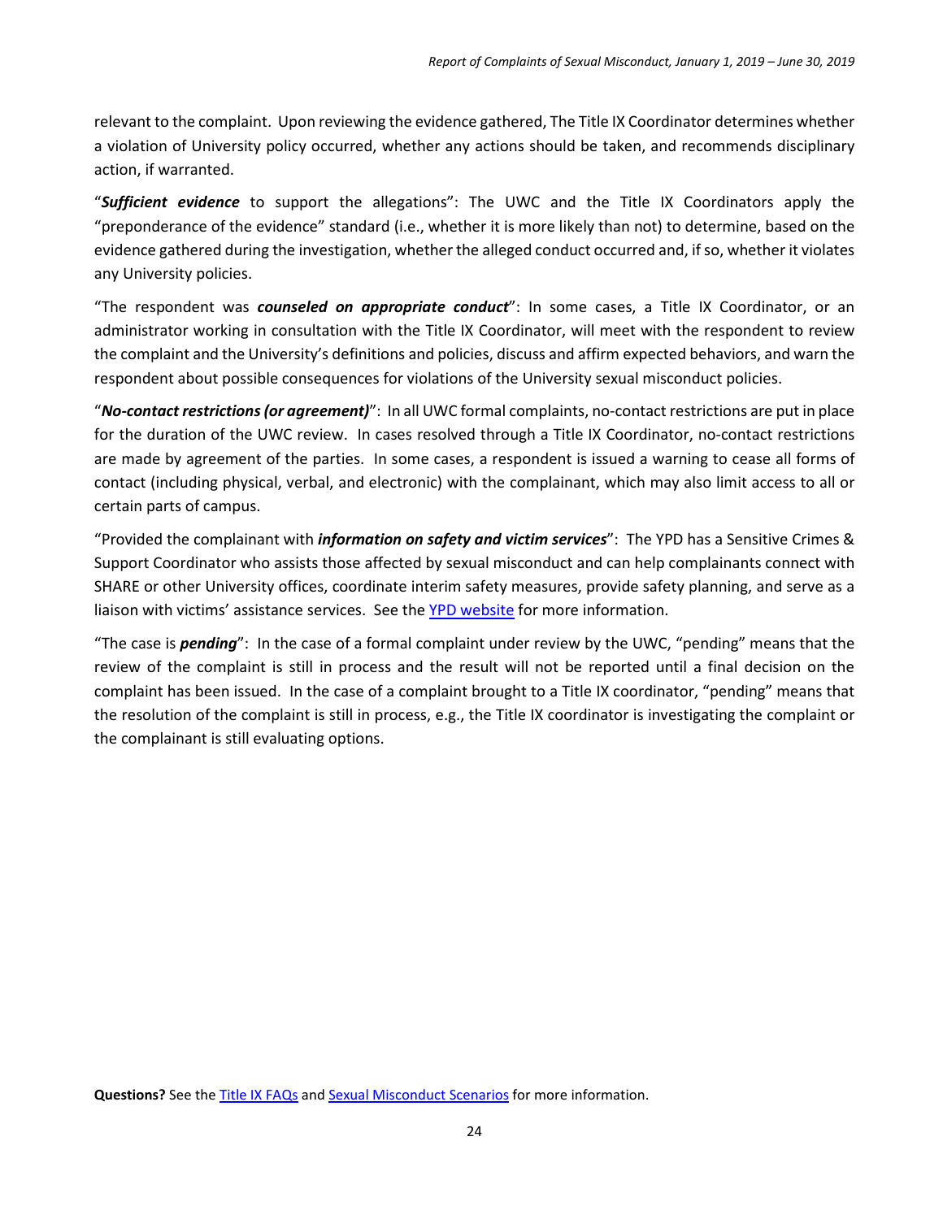relevant to the complaint. Upon reviewing the evidence gathered, The Title IX Coordinator determines whether a violation of University policy occurred, whether any actions should be taken, and recommends disciplinary action, if warranted.

"***Sufficient evidence*** to support the allegations": The UWC and the Title IX Coordinators apply the "preponderance of the evidence" standard (i.e., whether it is more likely than not) to determine, based on the evidence gathered during the investigation, whether the alleged conduct occurred and, if so, whether it violates any University policies.

"The respondent was ***counseled on appropriate conduct***": In some cases, a Title IX Coordinator, or an administrator working in consultation with the Title IX Coordinator, will meet with the respondent to review the complaint and the University's definitions and policies, discuss and affirm expected behaviors, and warn the respondent about possible consequences for violations of the University sexual misconduct policies.

"***No-contact restrictions (or agreement)***": In all UWC formal complaints, no-contact restrictions are put in place for the duration of the UWC review. In cases resolved through a Title IX Coordinator, no-contact restrictions are made by agreement of the parties. In some cases, a respondent is issued a warning to cease all forms of contact (including physical, verbal, and electronic) with the complainant, which may also limit access to all or certain parts of campus.

"Provided the complainant with ***information on safety and victim services***": The YPD has a Sensitive Crimes & Support Coordinator who assists those affected by sexual misconduct and can help complainants connect with SHARE or other University offices, coordinate interim safety measures, provide safety planning, and serve as a liaison with victims' assistance services. See the YPD website for more information.

"The case is ***pending***": In the case of a formal complaint under review by the UWC, "pending" means that the review of the complaint is still in process and the result will not be reported until a final decision on the complaint has been issued. In the case of a complaint brought to a Title IX coordinator, "pending" means that the resolution of the complaint is still in process, e.g., the Title IX coordinator is investigating the complaint or the complainant is still evaluating options.

**Questions?** See the Title IX FAQs and Sexual Misconduct Scenarios for more information.